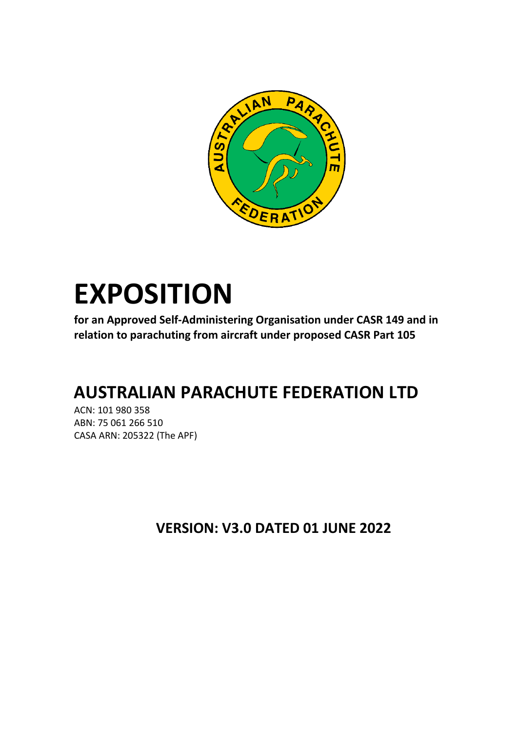# EXPOSITION

**for an Approved Self-Administering Organisation under CASR 149 and in relation to parachuting from aircraft under proposed CASR Part 105**

## AUSTRALIAN PARACHUTE FEDERATION LTD

ACN: 101 980 358
ABN: 75 061 266 510
CASA ARN: 205322 (The APF)

**VERSION: V3.0 DATED 01 JUNE 2022**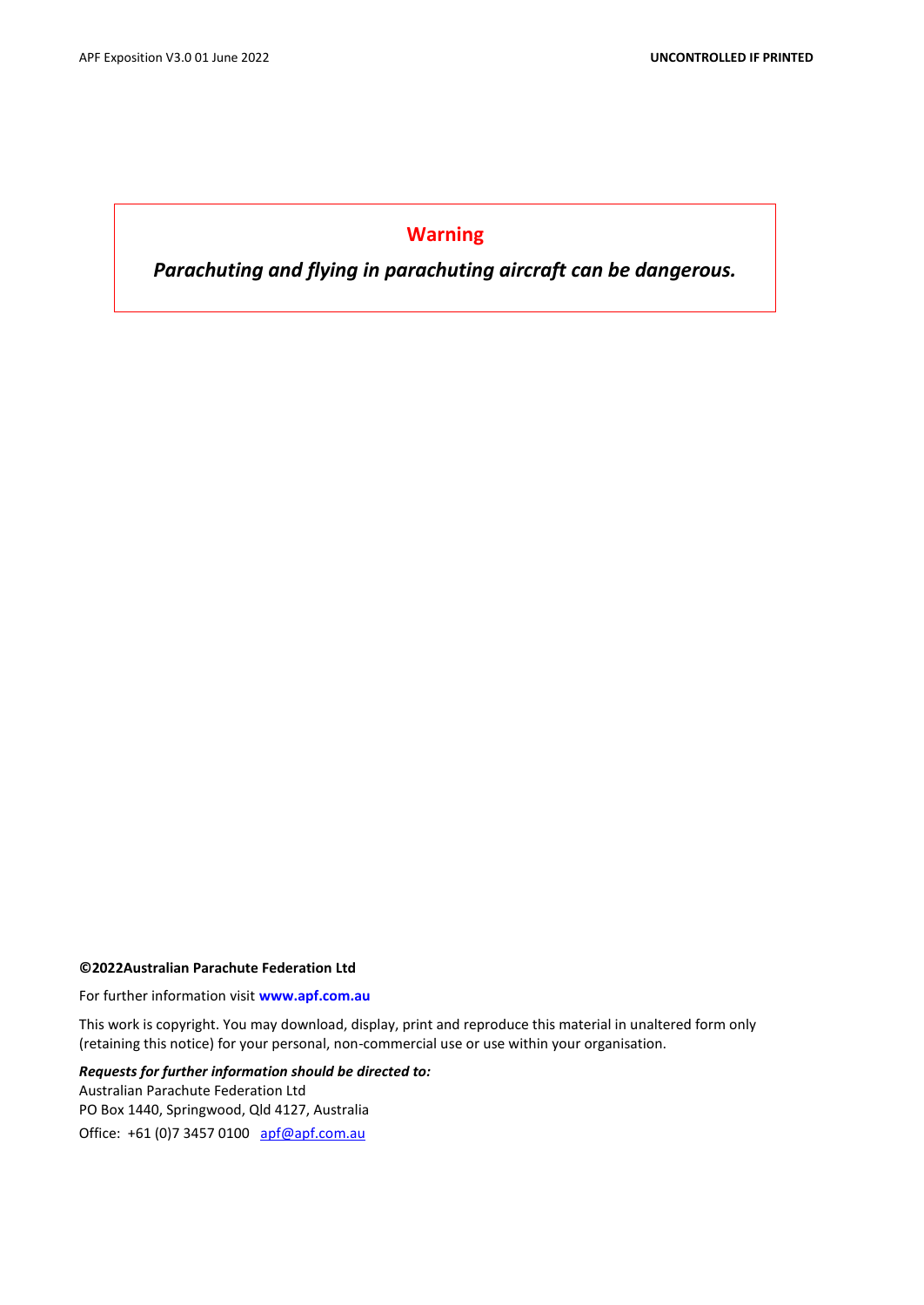**Warning**

***Parachuting and flying in parachuting aircraft can be dangerous.***

**©2022Australian Parachute Federation Ltd**

For further information visit **www.apf.com.au**

This work is copyright. You may download, display, print and reproduce this material in unaltered form only (retaining this notice) for your personal, non-commercial use or use within your organisation.

***Requests for further information should be directed to:***
Australian Parachute Federation Ltd
PO Box 1440, Springwood, Qld 4127, Australia
Office: +61 (0)7 3457 0100 apf@apf.com.au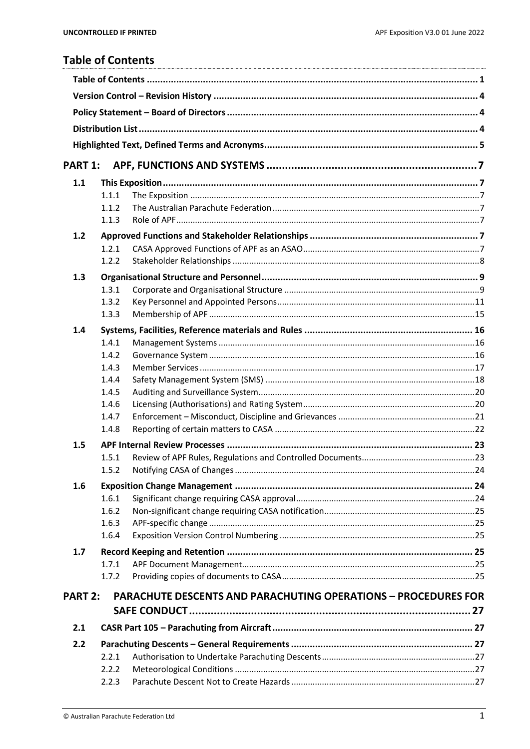# Table of Contents

Table of Contents ... 1
Version Control – Revision History ... 4
Policy Statement – Board of Directors ... 4
Distribution List ... 4
Highlighted Text, Defined Terms and Acronyms ... 5

**PART 1: APF, FUNCTIONS AND SYSTEMS ... 7**

**1.1 This Exposition ... 7**
- 1.1.1 The Exposition ... 7
- 1.1.2 The Australian Parachute Federation ... 7
- 1.1.3 Role of APF ... 7

**1.2 Approved Functions and Stakeholder Relationships ... 7**
- 1.2.1 CASA Approved Functions of APF as an ASAO ... 7
- 1.2.2 Stakeholder Relationships ... 8

**1.3 Organisational Structure and Personnel ... 9**
- 1.3.1 Corporate and Organisational Structure ... 9
- 1.3.2 Key Personnel and Appointed Persons ... 11
- 1.3.3 Membership of APF ... 15

**1.4 Systems, Facilities, Reference materials and Rules ... 16**
- 1.4.1 Management Systems ... 16
- 1.4.2 Governance System ... 16
- 1.4.3 Member Services ... 17
- 1.4.4 Safety Management System (SMS) ... 18
- 1.4.5 Auditing and Surveillance System ... 20
- 1.4.6 Licensing (Authorisations) and Rating System ... 20
- 1.4.7 Enforcement – Misconduct, Discipline and Grievances ... 21
- 1.4.8 Reporting of certain matters to CASA ... 22

**1.5 APF Internal Review Processes ... 23**
- 1.5.1 Review of APF Rules, Regulations and Controlled Documents ... 23
- 1.5.2 Notifying CASA of Changes ... 24

**1.6 Exposition Change Management ... 24**
- 1.6.1 Significant change requiring CASA approval ... 24
- 1.6.2 Non-significant change requiring CASA notification ... 25
- 1.6.3 APF-specific change ... 25
- 1.6.4 Exposition Version Control Numbering ... 25

**1.7 Record Keeping and Retention ... 25**
- 1.7.1 APF Document Management ... 25
- 1.7.2 Providing copies of documents to CASA ... 25

**PART 2: PARACHUTE DESCENTS AND PARACHUTING OPERATIONS – PROCEDURES FOR SAFE CONDUCT ... 27**

**2.1 CASR Part 105 – Parachuting from Aircraft ... 27**

**2.2 Parachuting Descents – General Requirements ... 27**
- 2.2.1 Authorisation to Undertake Parachuting Descents ... 27
- 2.2.2 Meteorological Conditions ... 27
- 2.2.3 Parachute Descent Not to Create Hazards ... 27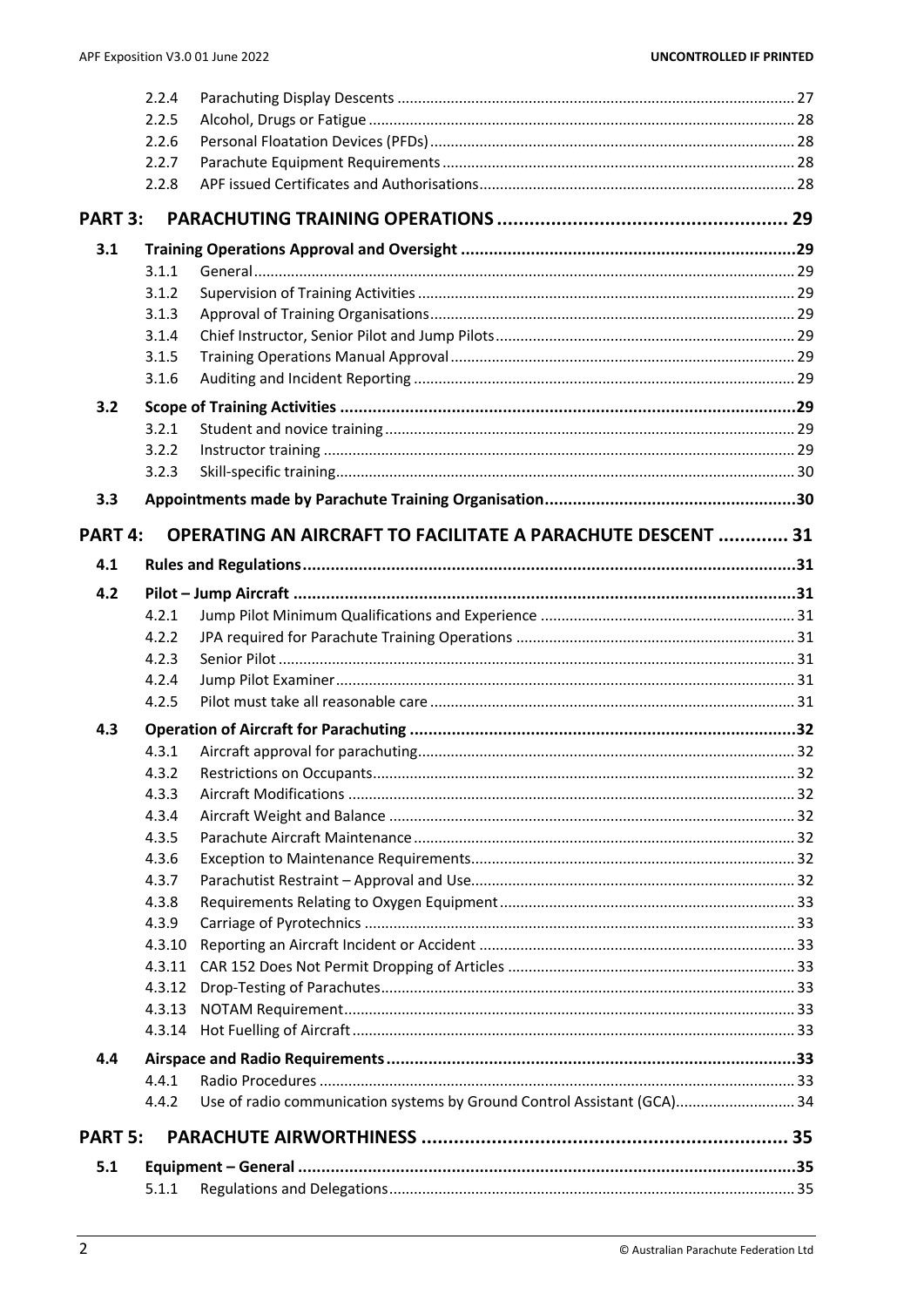| | | |
|---|---|---|
| 2.2.4 | Parachuting Display Descents | 27 |
| 2.2.5 | Alcohol, Drugs or Fatigue | 28 |
| 2.2.6 | Personal Floatation Devices (PFDs) | 28 |
| 2.2.7 | Parachute Equipment Requirements | 28 |
| 2.2.8 | APF issued Certificates and Authorisations | 28 |

**PART 3: PARACHUTING TRAINING OPERATIONS ... 29**

**3.1 Training Operations Approval and Oversight ... 29**

| | | |
|---|---|---|
| 3.1.1 | General | 29 |
| 3.1.2 | Supervision of Training Activities | 29 |
| 3.1.3 | Approval of Training Organisations | 29 |
| 3.1.4 | Chief Instructor, Senior Pilot and Jump Pilots | 29 |
| 3.1.5 | Training Operations Manual Approval | 29 |
| 3.1.6 | Auditing and Incident Reporting | 29 |

**3.2 Scope of Training Activities ... 29**

| | | |
|---|---|---|
| 3.2.1 | Student and novice training | 29 |
| 3.2.2 | Instructor training | 29 |
| 3.2.3 | Skill-specific training | 30 |

**3.3 Appointments made by Parachute Training Organisation ... 30**

**PART 4: OPERATING AN AIRCRAFT TO FACILITATE A PARACHUTE DESCENT ... 31**

**4.1 Rules and Regulations ... 31**

**4.2 Pilot – Jump Aircraft ... 31**

| | | |
|---|---|---|
| 4.2.1 | Jump Pilot Minimum Qualifications and Experience | 31 |
| 4.2.2 | JPA required for Parachute Training Operations | 31 |
| 4.2.3 | Senior Pilot | 31 |
| 4.2.4 | Jump Pilot Examiner | 31 |
| 4.2.5 | Pilot must take all reasonable care | 31 |

**4.3 Operation of Aircraft for Parachuting ... 32**

| | | |
|---|---|---|
| 4.3.1 | Aircraft approval for parachuting | 32 |
| 4.3.2 | Restrictions on Occupants | 32 |
| 4.3.3 | Aircraft Modifications | 32 |
| 4.3.4 | Aircraft Weight and Balance | 32 |
| 4.3.5 | Parachute Aircraft Maintenance | 32 |
| 4.3.6 | Exception to Maintenance Requirements | 32 |
| 4.3.7 | Parachutist Restraint – Approval and Use | 32 |
| 4.3.8 | Requirements Relating to Oxygen Equipment | 33 |
| 4.3.9 | Carriage of Pyrotechnics | 33 |
| 4.3.10 | Reporting an Aircraft Incident or Accident | 33 |
| 4.3.11 | CAR 152 Does Not Permit Dropping of Articles | 33 |
| 4.3.12 | Drop-Testing of Parachutes | 33 |
| 4.3.13 | NOTAM Requirement | 33 |
| 4.3.14 | Hot Fuelling of Aircraft | 33 |

**4.4 Airspace and Radio Requirements ... 33**

| | | |
|---|---|---|
| 4.4.1 | Radio Procedures | 33 |
| 4.4.2 | Use of radio communication systems by Ground Control Assistant (GCA) | 34 |

**PART 5: PARACHUTE AIRWORTHINESS ... 35**

**5.1 Equipment – General ... 35**

| | | |
|---|---|---|
| 5.1.1 | Regulations and Delegations | 35 |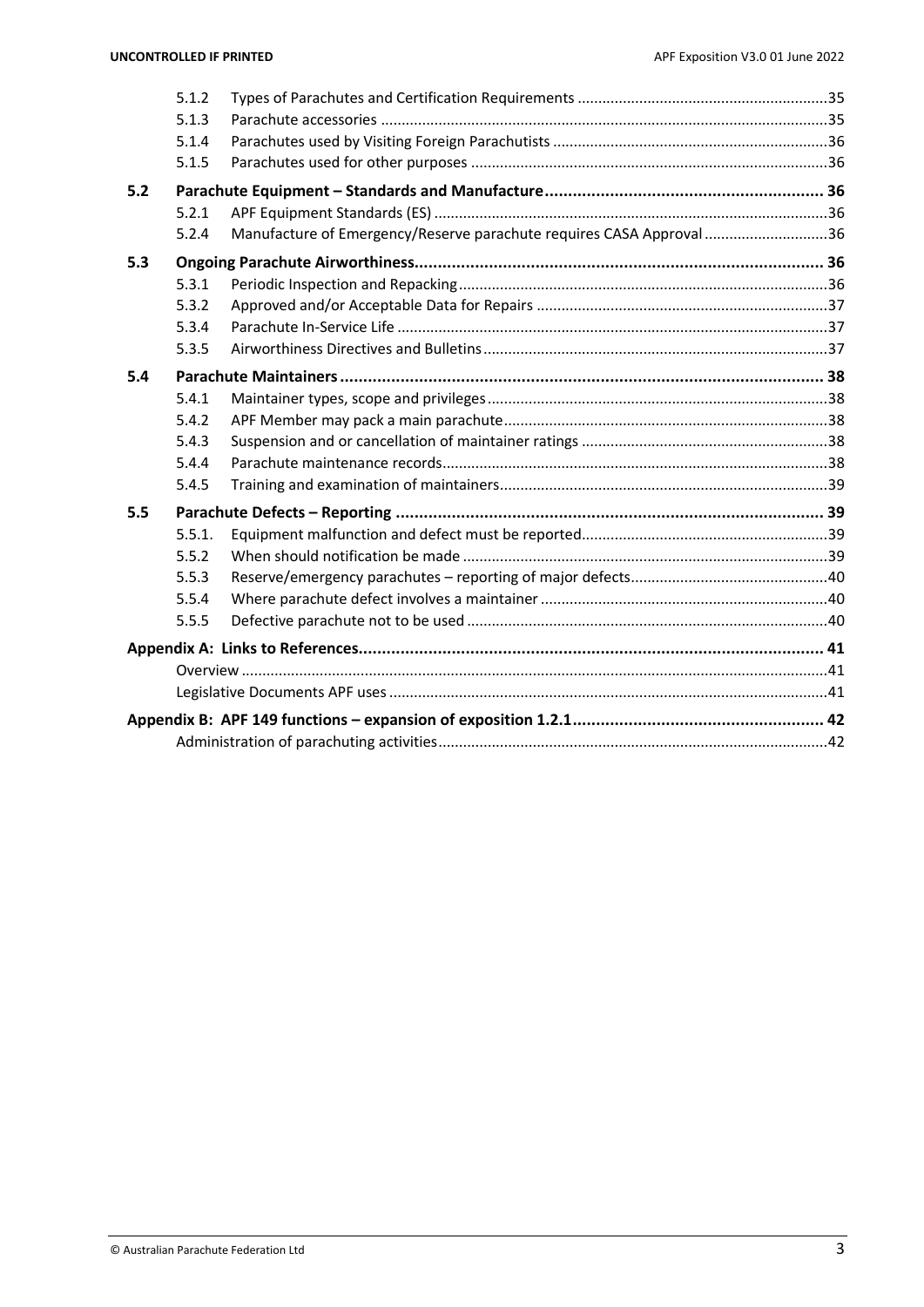| | | |
|---|---|---|
| 5.1.2 | Types of Parachutes and Certification Requirements | 35 |
| 5.1.3 | Parachute accessories | 35 |
| 5.1.4 | Parachutes used by Visiting Foreign Parachutists | 36 |
| 5.1.5 | Parachutes used for other purposes | 36 |
| **5.2** | **Parachute Equipment – Standards and Manufacture** | **36** |
| 5.2.1 | APF Equipment Standards (ES) | 36 |
| 5.2.4 | Manufacture of Emergency/Reserve parachute requires CASA Approval | 36 |
| **5.3** | **Ongoing Parachute Airworthiness** | **36** |
| 5.3.1 | Periodic Inspection and Repacking | 36 |
| 5.3.2 | Approved and/or Acceptable Data for Repairs | 37 |
| 5.3.4 | Parachute In-Service Life | 37 |
| 5.3.5 | Airworthiness Directives and Bulletins | 37 |
| **5.4** | **Parachute Maintainers** | **38** |
| 5.4.1 | Maintainer types, scope and privileges | 38 |
| 5.4.2 | APF Member may pack a main parachute | 38 |
| 5.4.3 | Suspension and or cancellation of maintainer ratings | 38 |
| 5.4.4 | Parachute maintenance records | 38 |
| 5.4.5 | Training and examination of maintainers | 39 |
| **5.5** | **Parachute Defects – Reporting** | **39** |
| 5.5.1. | Equipment malfunction and defect must be reported | 39 |
| 5.5.2 | When should notification be made | 39 |
| 5.5.3 | Reserve/emergency parachutes – reporting of major defects | 40 |
| 5.5.4 | Where parachute defect involves a maintainer | 40 |
| 5.5.5 | Defective parachute not to be used | 40 |
| **Appendix A:** | **Links to References** | **41** |
| | Overview | 41 |
| | Legislative Documents APF uses | 41 |
| **Appendix B:** | **APF 149 functions – expansion of exposition 1.2.1** | **42** |
| | Administration of parachuting activities | 42 |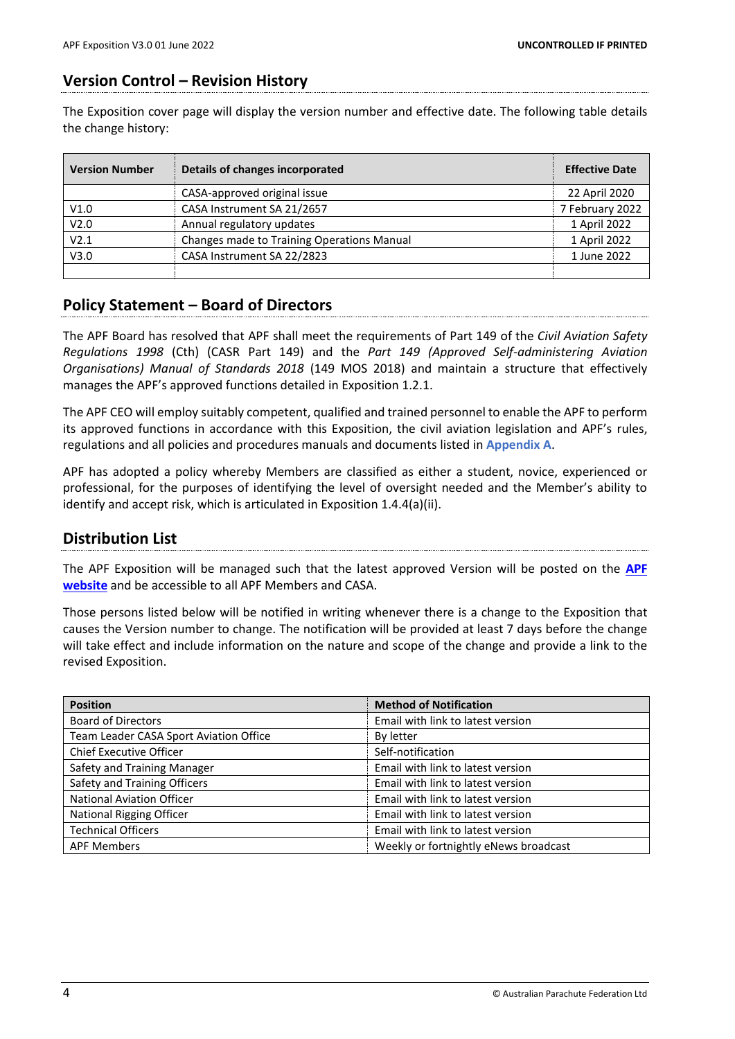## Version Control – Revision History

The Exposition cover page will display the version number and effective date. The following table details the change history:

| Version Number | Details of changes incorporated | Effective Date |
|---|---|---|
| | CASA-approved original issue | 22 April 2020 |
| V1.0 | CASA Instrument SA 21/2657 | 7 February 2022 |
| V2.0 | Annual regulatory updates | 1 April 2022 |
| V2.1 | Changes made to Training Operations Manual | 1 April 2022 |
| V3.0 | CASA Instrument SA 22/2823 | 1 June 2022 |
| | | |

## Policy Statement – Board of Directors

The APF Board has resolved that APF shall meet the requirements of Part 149 of the *Civil Aviation Safety Regulations 1998* (Cth) (CASR Part 149) and the *Part 149 (Approved Self-administering Aviation Organisations) Manual of Standards 2018* (149 MOS 2018) and maintain a structure that effectively manages the APF's approved functions detailed in Exposition 1.2.1.

The APF CEO will employ suitably competent, qualified and trained personnel to enable the APF to perform its approved functions in accordance with this Exposition, the civil aviation legislation and APF's rules, regulations and all policies and procedures manuals and documents listed in **Appendix A**.

APF has adopted a policy whereby Members are classified as either a student, novice, experienced or professional, for the purposes of identifying the level of oversight needed and the Member's ability to identify and accept risk, which is articulated in Exposition 1.4.4(a)(ii).

## Distribution List

The APF Exposition will be managed such that the latest approved Version will be posted on the **APF website** and be accessible to all APF Members and CASA.

Those persons listed below will be notified in writing whenever there is a change to the Exposition that causes the Version number to change. The notification will be provided at least 7 days before the change will take effect and include information on the nature and scope of the change and provide a link to the revised Exposition.

| Position | Method of Notification |
|---|---|
| Board of Directors | Email with link to latest version |
| Team Leader CASA Sport Aviation Office | By letter |
| Chief Executive Officer | Self-notification |
| Safety and Training Manager | Email with link to latest version |
| Safety and Training Officers | Email with link to latest version |
| National Aviation Officer | Email with link to latest version |
| National Rigging Officer | Email with link to latest version |
| Technical Officers | Email with link to latest version |
| APF Members | Weekly or fortnightly eNews broadcast |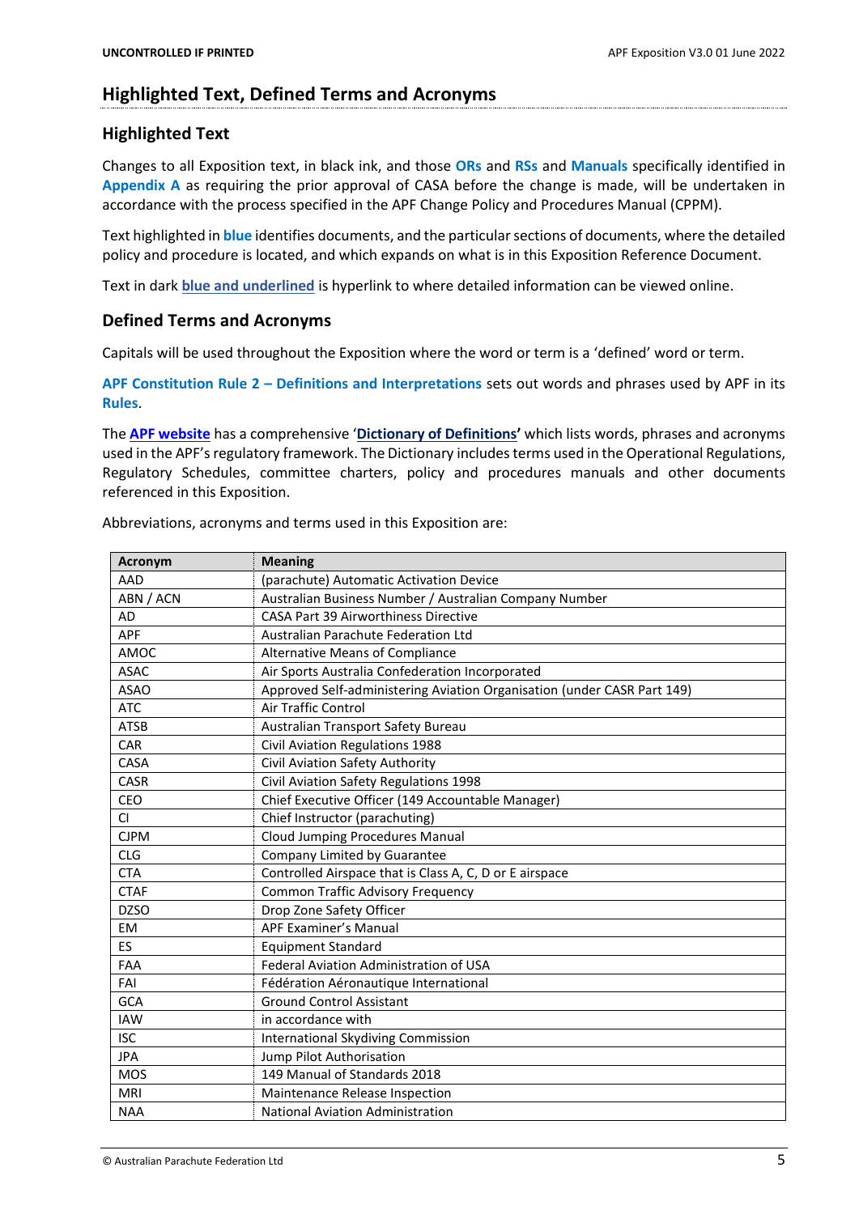# Highlighted Text, Defined Terms and Acronyms

## Highlighted Text

Changes to all Exposition text, in black ink, and those **ORs** and **RSs** and **Manuals** specifically identified in **Appendix A** as requiring the prior approval of CASA before the change is made, will be undertaken in accordance with the process specified in the APF Change Policy and Procedures Manual (CPPM).

Text highlighted in **blue** identifies documents, and the particular sections of documents, where the detailed policy and procedure is located, and which expands on what is in this Exposition Reference Document.

Text in dark **blue and underlined** is hyperlink to where detailed information can be viewed online.

## Defined Terms and Acronyms

Capitals will be used throughout the Exposition where the word or term is a 'defined' word or term.

**APF Constitution Rule 2 – Definitions and Interpretations** sets out words and phrases used by APF in its **Rules**.

The **APF website** has a comprehensive '**Dictionary of Definitions'** which lists words, phrases and acronyms used in the APF's regulatory framework. The Dictionary includes terms used in the Operational Regulations, Regulatory Schedules, committee charters, policy and procedures manuals and other documents referenced in this Exposition.

Abbreviations, acronyms and terms used in this Exposition are:

| Acronym | Meaning |
|---|---|
| AAD | (parachute) Automatic Activation Device |
| ABN / ACN | Australian Business Number / Australian Company Number |
| AD | CASA Part 39 Airworthiness Directive |
| APF | Australian Parachute Federation Ltd |
| AMOC | Alternative Means of Compliance |
| ASAC | Air Sports Australia Confederation Incorporated |
| ASAO | Approved Self-administering Aviation Organisation (under CASR Part 149) |
| ATC | Air Traffic Control |
| ATSB | Australian Transport Safety Bureau |
| CAR | Civil Aviation Regulations 1988 |
| CASA | Civil Aviation Safety Authority |
| CASR | Civil Aviation Safety Regulations 1998 |
| CEO | Chief Executive Officer (149 Accountable Manager) |
| CI | Chief Instructor (parachuting) |
| CJPM | Cloud Jumping Procedures Manual |
| CLG | Company Limited by Guarantee |
| CTA | Controlled Airspace that is Class A, C, D or E airspace |
| CTAF | Common Traffic Advisory Frequency |
| DZSO | Drop Zone Safety Officer |
| EM | APF Examiner's Manual |
| ES | Equipment Standard |
| FAA | Federal Aviation Administration of USA |
| FAI | Fédération Aéronautique International |
| GCA | Ground Control Assistant |
| IAW | in accordance with |
| ISC | International Skydiving Commission |
| JPA | Jump Pilot Authorisation |
| MOS | 149 Manual of Standards 2018 |
| MRI | Maintenance Release Inspection |
| NAA | National Aviation Administration |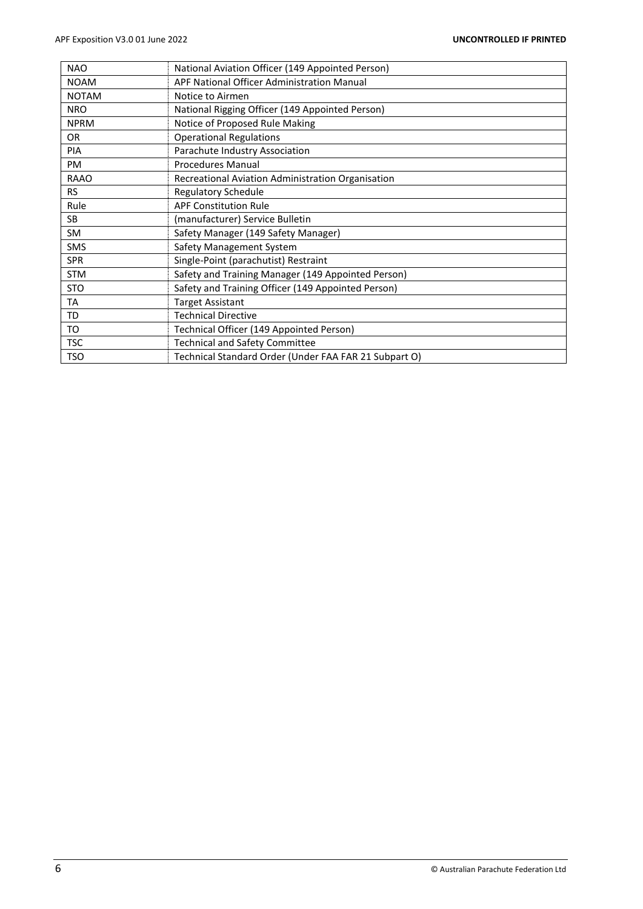| | |
|---|---|
| NAO | National Aviation Officer (149 Appointed Person) |
| NOAM | APF National Officer Administration Manual |
| NOTAM | Notice to Airmen |
| NRO | National Rigging Officer (149 Appointed Person) |
| NPRM | Notice of Proposed Rule Making |
| OR | Operational Regulations |
| PIA | Parachute Industry Association |
| PM | Procedures Manual |
| RAAO | Recreational Aviation Administration Organisation |
| RS | Regulatory Schedule |
| Rule | APF Constitution Rule |
| SB | (manufacturer) Service Bulletin |
| SM | Safety Manager (149 Safety Manager) |
| SMS | Safety Management System |
| SPR | Single-Point (parachutist) Restraint |
| STM | Safety and Training Manager (149 Appointed Person) |
| STO | Safety and Training Officer (149 Appointed Person) |
| TA | Target Assistant |
| TD | Technical Directive |
| TO | Technical Officer (149 Appointed Person) |
| TSC | Technical and Safety Committee |
| TSO | Technical Standard Order (Under FAA FAR 21 Subpart O) |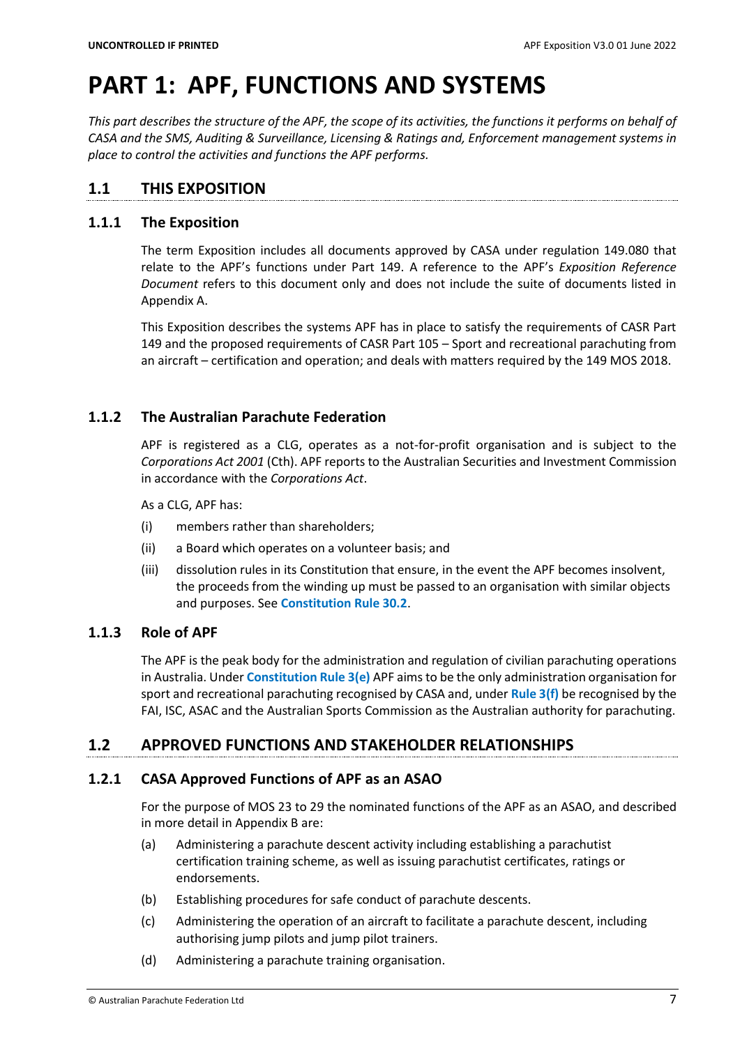# PART 1: APF, FUNCTIONS AND SYSTEMS

*This part describes the structure of the APF, the scope of its activities, the functions it performs on behalf of CASA and the SMS, Auditing & Surveillance, Licensing & Ratings and, Enforcement management systems in place to control the activities and functions the APF performs.*

## 1.1 THIS EXPOSITION

### 1.1.1 The Exposition

The term Exposition includes all documents approved by CASA under regulation 149.080 that relate to the APF's functions under Part 149. A reference to the APF's *Exposition Reference Document* refers to this document only and does not include the suite of documents listed in Appendix A.

This Exposition describes the systems APF has in place to satisfy the requirements of CASR Part 149 and the proposed requirements of CASR Part 105 – Sport and recreational parachuting from an aircraft – certification and operation; and deals with matters required by the 149 MOS 2018.

### 1.1.2 The Australian Parachute Federation

APF is registered as a CLG, operates as a not-for-profit organisation and is subject to the *Corporations Act 2001* (Cth). APF reports to the Australian Securities and Investment Commission in accordance with the *Corporations Act*.

As a CLG, APF has:

(i) members rather than shareholders;

(ii) a Board which operates on a volunteer basis; and

(iii) dissolution rules in its Constitution that ensure, in the event the APF becomes insolvent, the proceeds from the winding up must be passed to an organisation with similar objects and purposes. See **Constitution Rule 30.2**.

### 1.1.3 Role of APF

The APF is the peak body for the administration and regulation of civilian parachuting operations in Australia. Under **Constitution Rule 3(e)** APF aims to be the only administration organisation for sport and recreational parachuting recognised by CASA and, under **Rule 3(f)** be recognised by the FAI, ISC, ASAC and the Australian Sports Commission as the Australian authority for parachuting.

## 1.2 APPROVED FUNCTIONS AND STAKEHOLDER RELATIONSHIPS

### 1.2.1 CASA Approved Functions of APF as an ASAO

For the purpose of MOS 23 to 29 the nominated functions of the APF as an ASAO, and described in more detail in Appendix B are:

(a) Administering a parachute descent activity including establishing a parachutist certification training scheme, as well as issuing parachutist certificates, ratings or endorsements.

(b) Establishing procedures for safe conduct of parachute descents.

(c) Administering the operation of an aircraft to facilitate a parachute descent, including authorising jump pilots and jump pilot trainers.

(d) Administering a parachute training organisation.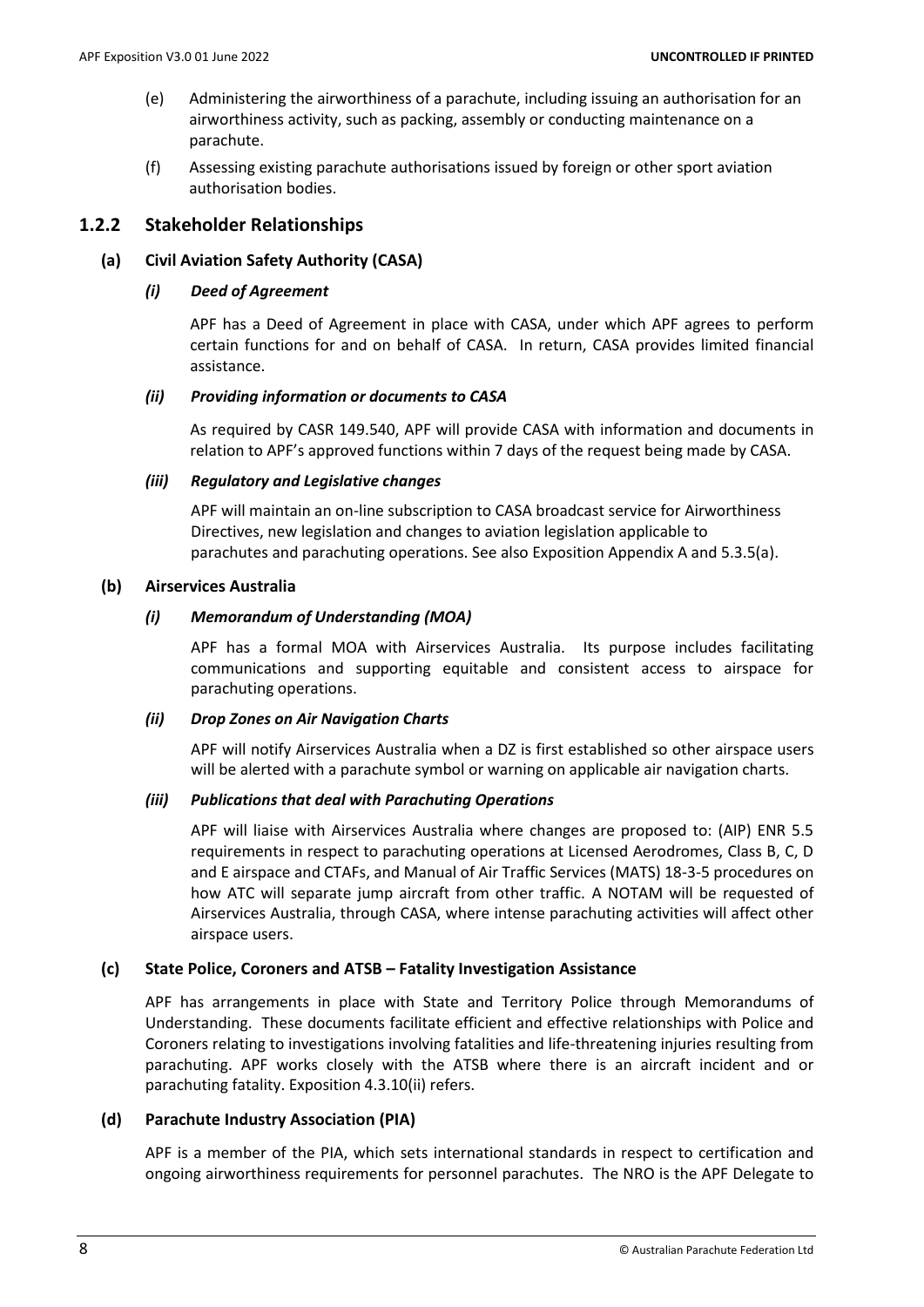(e) Administering the airworthiness of a parachute, including issuing an authorisation for an airworthiness activity, such as packing, assembly or conducting maintenance on a parachute.

(f) Assessing existing parachute authorisations issued by foreign or other sport aviation authorisation bodies.

### 1.2.2 Stakeholder Relationships

#### (a) Civil Aviation Safety Authority (CASA)

##### *(i) Deed of Agreement*

APF has a Deed of Agreement in place with CASA, under which APF agrees to perform certain functions for and on behalf of CASA. In return, CASA provides limited financial assistance.

##### *(ii) Providing information or documents to CASA*

As required by CASR 149.540, APF will provide CASA with information and documents in relation to APF's approved functions within 7 days of the request being made by CASA.

##### *(iii) Regulatory and Legislative changes*

APF will maintain an on-line subscription to CASA broadcast service for Airworthiness Directives, new legislation and changes to aviation legislation applicable to parachutes and parachuting operations. See also Exposition Appendix A and 5.3.5(a).

#### (b) Airservices Australia

##### *(i) Memorandum of Understanding (MOA)*

APF has a formal MOA with Airservices Australia. Its purpose includes facilitating communications and supporting equitable and consistent access to airspace for parachuting operations.

##### *(ii) Drop Zones on Air Navigation Charts*

APF will notify Airservices Australia when a DZ is first established so other airspace users will be alerted with a parachute symbol or warning on applicable air navigation charts.

##### *(iii) Publications that deal with Parachuting Operations*

APF will liaise with Airservices Australia where changes are proposed to: (AIP) ENR 5.5 requirements in respect to parachuting operations at Licensed Aerodromes, Class B, C, D and E airspace and CTAFs, and Manual of Air Traffic Services (MATS) 18-3-5 procedures on how ATC will separate jump aircraft from other traffic. A NOTAM will be requested of Airservices Australia, through CASA, where intense parachuting activities will affect other airspace users.

#### (c) State Police, Coroners and ATSB – Fatality Investigation Assistance

APF has arrangements in place with State and Territory Police through Memorandums of Understanding. These documents facilitate efficient and effective relationships with Police and Coroners relating to investigations involving fatalities and life-threatening injuries resulting from parachuting. APF works closely with the ATSB where there is an aircraft incident and or parachuting fatality. Exposition 4.3.10(ii) refers.

#### (d) Parachute Industry Association (PIA)

APF is a member of the PIA, which sets international standards in respect to certification and ongoing airworthiness requirements for personnel parachutes. The NRO is the APF Delegate to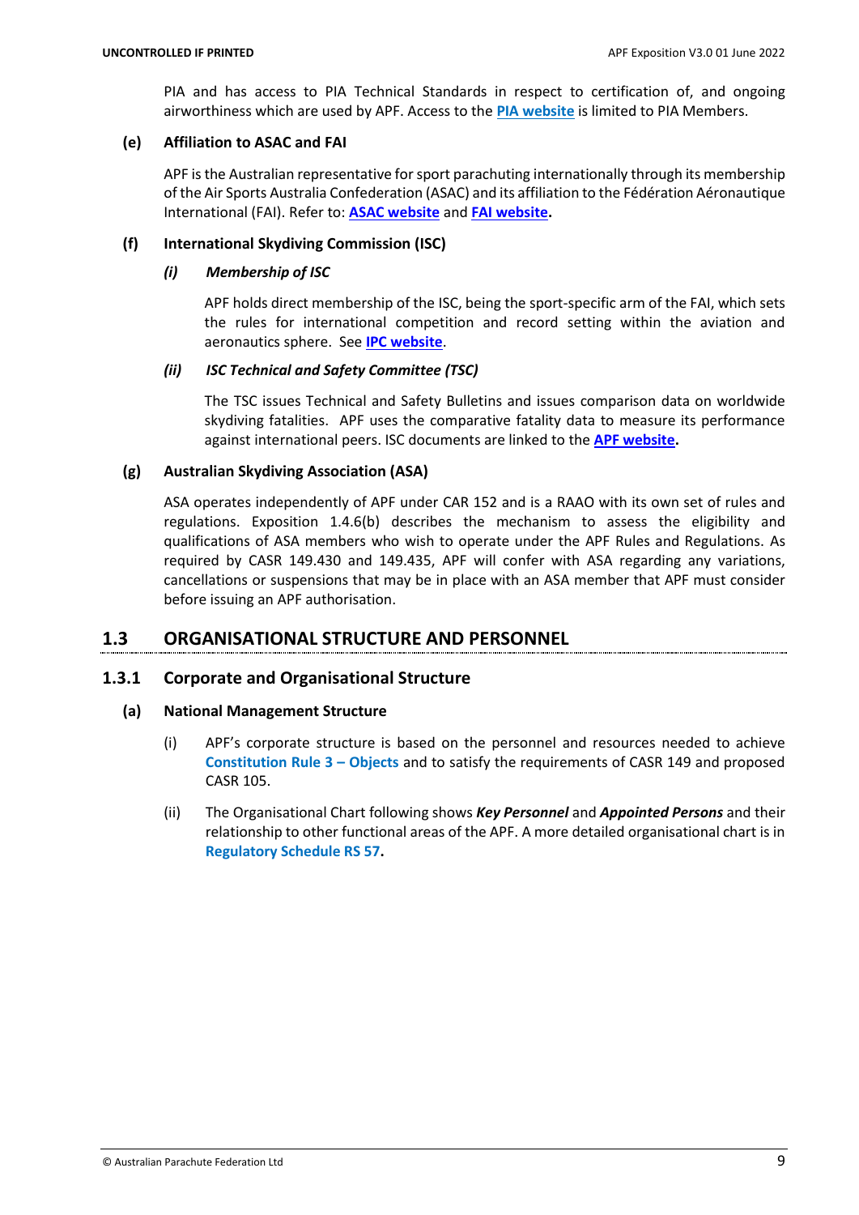PIA and has access to PIA Technical Standards in respect to certification of, and ongoing airworthiness which are used by APF. Access to the **PIA website** is limited to PIA Members.

#### (e) Affiliation to ASAC and FAI

APF is the Australian representative for sport parachuting internationally through its membership of the Air Sports Australia Confederation (ASAC) and its affiliation to the Fédération Aéronautique International (FAI). Refer to: **ASAC website** and **FAI website**.

#### (f) International Skydiving Commission (ISC)

##### *(i) Membership of ISC*

APF holds direct membership of the ISC, being the sport-specific arm of the FAI, which sets the rules for international competition and record setting within the aviation and aeronautics sphere. See **IPC website**.

##### *(ii) ISC Technical and Safety Committee (TSC)*

The TSC issues Technical and Safety Bulletins and issues comparison data on worldwide skydiving fatalities. APF uses the comparative fatality data to measure its performance against international peers. ISC documents are linked to the **APF website**.

#### (g) Australian Skydiving Association (ASA)

ASA operates independently of APF under CAR 152 and is a RAAO with its own set of rules and regulations. Exposition 1.4.6(b) describes the mechanism to assess the eligibility and qualifications of ASA members who wish to operate under the APF Rules and Regulations. As required by CASR 149.430 and 149.435, APF will confer with ASA regarding any variations, cancellations or suspensions that may be in place with an ASA member that APF must consider before issuing an APF authorisation.

## 1.3 ORGANISATIONAL STRUCTURE AND PERSONNEL

### 1.3.1 Corporate and Organisational Structure

#### (a) National Management Structure

(i) APF's corporate structure is based on the personnel and resources needed to achieve **Constitution Rule 3 – Objects** and to satisfy the requirements of CASR 149 and proposed CASR 105.

(ii) The Organisational Chart following shows ***Key Personnel*** and ***Appointed Persons*** and their relationship to other functional areas of the APF. A more detailed organisational chart is in **Regulatory Schedule RS 57**.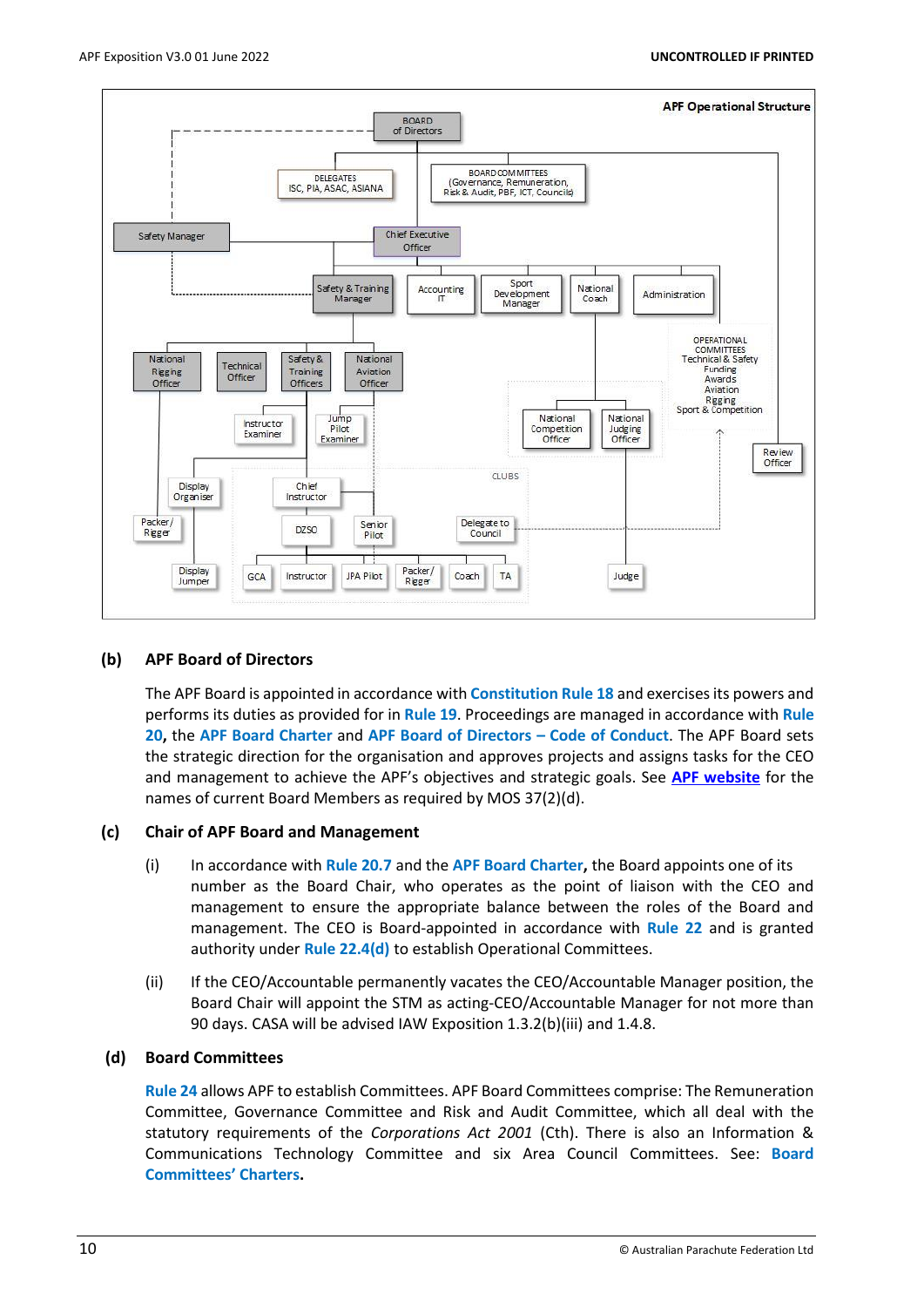**APF Operational Structure**

### (b) APF Board of Directors

The APF Board is appointed in accordance with **Constitution Rule 18** and exercises its powers and performs its duties as provided for in **Rule 19**. Proceedings are managed in accordance with **Rule 20**, the **APF Board Charter** and **APF Board of Directors – Code of Conduct**. The APF Board sets the strategic direction for the organisation and approves projects and assigns tasks for the CEO and management to achieve the APF's objectives and strategic goals. See **APF website** for the names of current Board Members as required by MOS 37(2)(d).

### (c) Chair of APF Board and Management

(i) In accordance with **Rule 20.7** and the **APF Board Charter**, the Board appoints one of its number as the Board Chair, who operates as the point of liaison with the CEO and management to ensure the appropriate balance between the roles of the Board and management. The CEO is Board-appointed in accordance with **Rule 22** and is granted authority under **Rule 22.4(d)** to establish Operational Committees.

(ii) If the CEO/Accountable permanently vacates the CEO/Accountable Manager position, the Board Chair will appoint the STM as acting-CEO/Accountable Manager for not more than 90 days. CASA will be advised IAW Exposition 1.3.2(b)(iii) and 1.4.8.

### (d) Board Committees

**Rule 24** allows APF to establish Committees. APF Board Committees comprise: The Remuneration Committee, Governance Committee and Risk and Audit Committee, which all deal with the statutory requirements of the *Corporations Act 2001* (Cth). There is also an Information & Communications Technology Committee and six Area Council Committees. See: **Board Committees' Charters**.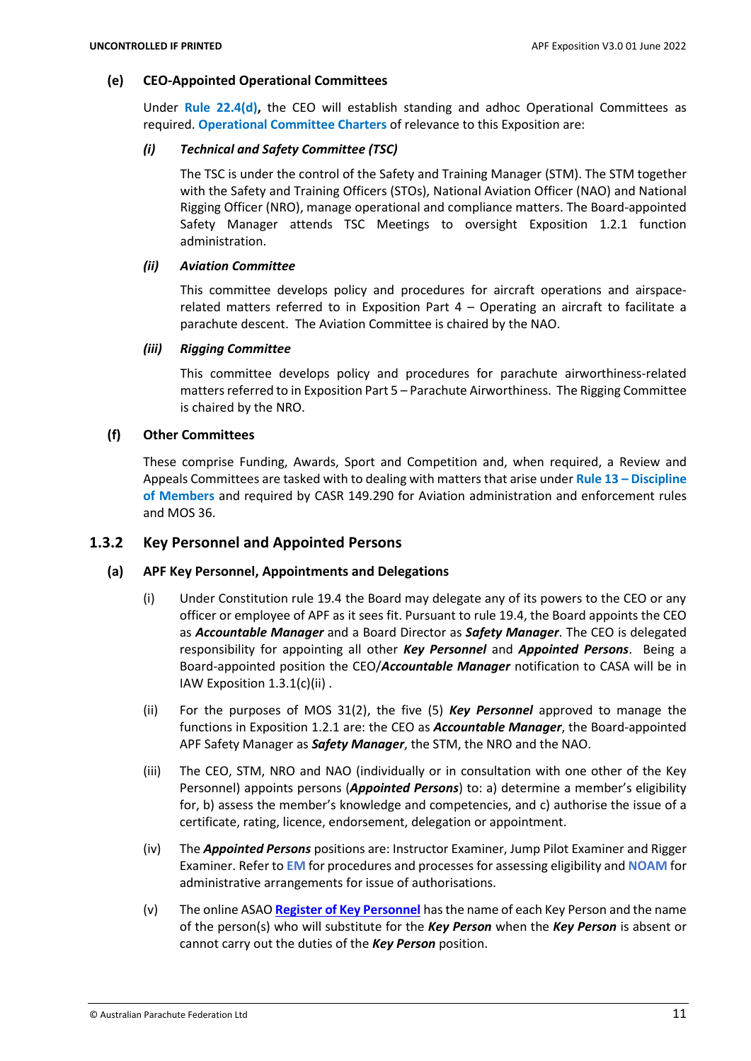**(e) CEO-Appointed Operational Committees**

Under **Rule 22.4(d),** the CEO will establish standing and adhoc Operational Committees as required. **Operational Committee Charters** of relevance to this Exposition are:

***(i) Technical and Safety Committee (TSC)***

The TSC is under the control of the Safety and Training Manager (STM). The STM together with the Safety and Training Officers (STOs), National Aviation Officer (NAO) and National Rigging Officer (NRO), manage operational and compliance matters. The Board-appointed Safety Manager attends TSC Meetings to oversight Exposition 1.2.1 function administration.

***(ii) Aviation Committee***

This committee develops policy and procedures for aircraft operations and airspace-related matters referred to in Exposition Part 4 – Operating an aircraft to facilitate a parachute descent. The Aviation Committee is chaired by the NAO.

***(iii) Rigging Committee***

This committee develops policy and procedures for parachute airworthiness-related matters referred to in Exposition Part 5 – Parachute Airworthiness. The Rigging Committee is chaired by the NRO.

**(f) Other Committees**

These comprise Funding, Awards, Sport and Competition and, when required, a Review and Appeals Committees are tasked with to dealing with matters that arise under **Rule 13 – Discipline of Members** and required by CASR 149.290 for Aviation administration and enforcement rules and MOS 36.

## 1.3.2 Key Personnel and Appointed Persons

**(a) APF Key Personnel, Appointments and Delegations**

(i) Under Constitution rule 19.4 the Board may delegate any of its powers to the CEO or any officer or employee of APF as it sees fit. Pursuant to rule 19.4, the Board appoints the CEO as ***Accountable Manager*** and a Board Director as ***Safety Manager***. The CEO is delegated responsibility for appointing all other ***Key Personnel*** and ***Appointed Persons***. Being a Board-appointed position the CEO/***Accountable Manager*** notification to CASA will be in IAW Exposition 1.3.1(c)(ii) .

(ii) For the purposes of MOS 31(2), the five (5) ***Key Personnel*** approved to manage the functions in Exposition 1.2.1 are: the CEO as ***Accountable Manager***, the Board-appointed APF Safety Manager as ***Safety Manager***, the STM, the NRO and the NAO.

(iii) The CEO, STM, NRO and NAO (individually or in consultation with one other of the Key Personnel) appoints persons (***Appointed Persons***) to: a) determine a member's eligibility for, b) assess the member's knowledge and competencies, and c) authorise the issue of a certificate, rating, licence, endorsement, delegation or appointment.

(iv) The ***Appointed Persons*** positions are: Instructor Examiner, Jump Pilot Examiner and Rigger Examiner. Refer to **EM** for procedures and processes for assessing eligibility and **NOAM** for administrative arrangements for issue of authorisations.

(v) The online ASAO **Register of Key Personnel** has the name of each Key Person and the name of the person(s) who will substitute for the ***Key Person*** when the ***Key Person*** is absent or cannot carry out the duties of the ***Key Person*** position.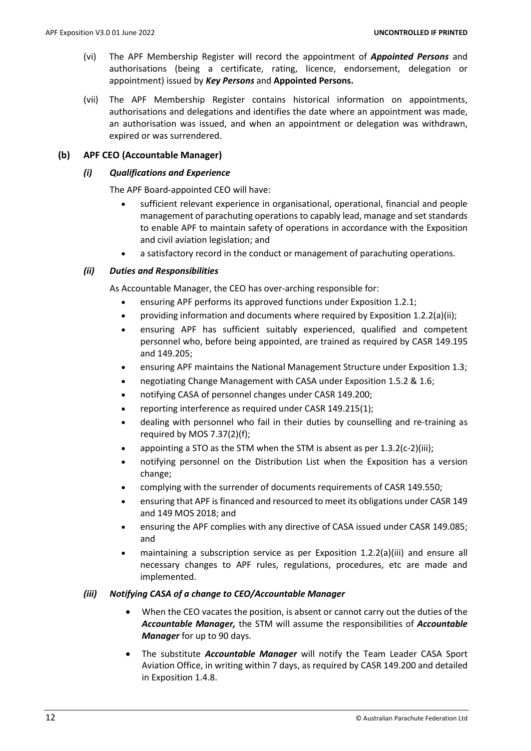(vi) The APF Membership Register will record the appointment of ***Appointed Persons*** and authorisations (being a certificate, rating, licence, endorsement, delegation or appointment) issued by ***Key Persons*** and **Appointed Persons.**

(vii) The APF Membership Register contains historical information on appointments, authorisations and delegations and identifies the date where an appointment was made, an authorisation was issued, and when an appointment or delegation was withdrawn, expired or was surrendered.

### (b) APF CEO (Accountable Manager)

#### *(i) Qualifications and Experience*

The APF Board-appointed CEO will have:

- sufficient relevant experience in organisational, operational, financial and people management of parachuting operations to capably lead, manage and set standards to enable APF to maintain safety of operations in accordance with the Exposition and civil aviation legislation; and
- a satisfactory record in the conduct or management of parachuting operations.

#### *(ii) Duties and Responsibilities*

As Accountable Manager, the CEO has over-arching responsible for:

- ensuring APF performs its approved functions under Exposition 1.2.1;
- providing information and documents where required by Exposition 1.2.2(a)(ii);
- ensuring APF has sufficient suitably experienced, qualified and competent personnel who, before being appointed, are trained as required by CASR 149.195 and 149.205;
- ensuring APF maintains the National Management Structure under Exposition 1.3;
- negotiating Change Management with CASA under Exposition 1.5.2 & 1.6;
- notifying CASA of personnel changes under CASR 149.200;
- reporting interference as required under CASR 149.215(1);
- dealing with personnel who fail in their duties by counselling and re-training as required by MOS 7.37(2)(f);
- appointing a STO as the STM when the STM is absent as per 1.3.2(c-2)(iii);
- notifying personnel on the Distribution List when the Exposition has a version change;
- complying with the surrender of documents requirements of CASR 149.550;
- ensuring that APF is financed and resourced to meet its obligations under CASR 149 and 149 MOS 2018; and
- ensuring the APF complies with any directive of CASA issued under CASR 149.085; and
- maintaining a subscription service as per Exposition 1.2.2(a)(iii) and ensure all necessary changes to APF rules, regulations, procedures, etc are made and implemented.

#### *(iii) Notifying CASA of a change to CEO/Accountable Manager*

- When the CEO vacates the position, is absent or cannot carry out the duties of the ***Accountable Manager,*** the STM will assume the responsibilities of ***Accountable Manager*** for up to 90 days.
- The substitute ***Accountable Manager*** will notify the Team Leader CASA Sport Aviation Office, in writing within 7 days, as required by CASR 149.200 and detailed in Exposition 1.4.8.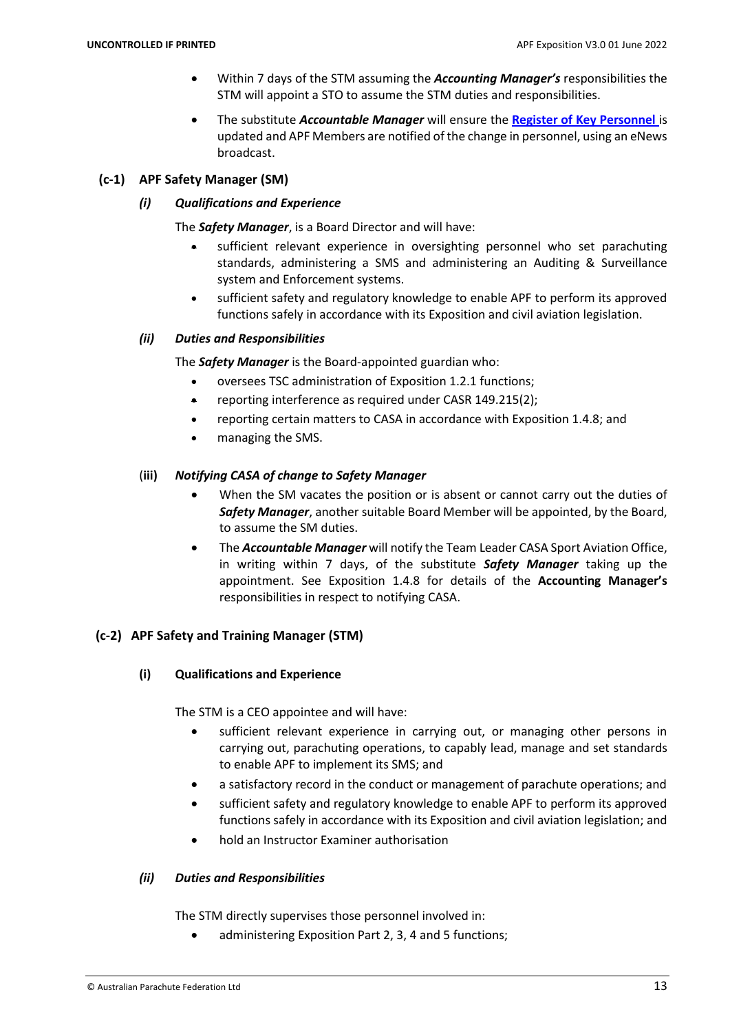- Within 7 days of the STM assuming the ***Accounting Manager's*** responsibilities the STM will appoint a STO to assume the STM duties and responsibilities.
- The substitute ***Accountable Manager*** will ensure the **Register of Key Personnel** is updated and APF Members are notified of the change in personnel, using an eNews broadcast.

### (c-1) APF Safety Manager (SM)

#### *(i) Qualifications and Experience*

The ***Safety Manager***, is a Board Director and will have:

- sufficient relevant experience in oversighting personnel who set parachuting standards, administering a SMS and administering an Auditing & Surveillance system and Enforcement systems.
- sufficient safety and regulatory knowledge to enable APF to perform its approved functions safely in accordance with its Exposition and civil aviation legislation.

#### *(ii) Duties and Responsibilities*

The ***Safety Manager*** is the Board-appointed guardian who:

- oversees TSC administration of Exposition 1.2.1 functions;
- reporting interference as required under CASR 149.215(2);
- reporting certain matters to CASA in accordance with Exposition 1.4.8; and
- managing the SMS.

#### (iii) *Notifying CASA of change to Safety Manager*

- When the SM vacates the position or is absent or cannot carry out the duties of ***Safety Manager***, another suitable Board Member will be appointed, by the Board, to assume the SM duties.
- The ***Accountable Manager*** will notify the Team Leader CASA Sport Aviation Office, in writing within 7 days, of the substitute ***Safety Manager*** taking up the appointment. See Exposition 1.4.8 for details of the **Accounting Manager's** responsibilities in respect to notifying CASA.

### (c-2) APF Safety and Training Manager (STM)

#### (i) Qualifications and Experience

The STM is a CEO appointee and will have:

- sufficient relevant experience in carrying out, or managing other persons in carrying out, parachuting operations, to capably lead, manage and set standards to enable APF to implement its SMS; and
- a satisfactory record in the conduct or management of parachute operations; and
- sufficient safety and regulatory knowledge to enable APF to perform its approved functions safely in accordance with its Exposition and civil aviation legislation; and
- hold an Instructor Examiner authorisation

#### *(ii) Duties and Responsibilities*

The STM directly supervises those personnel involved in:

- administering Exposition Part 2, 3, 4 and 5 functions;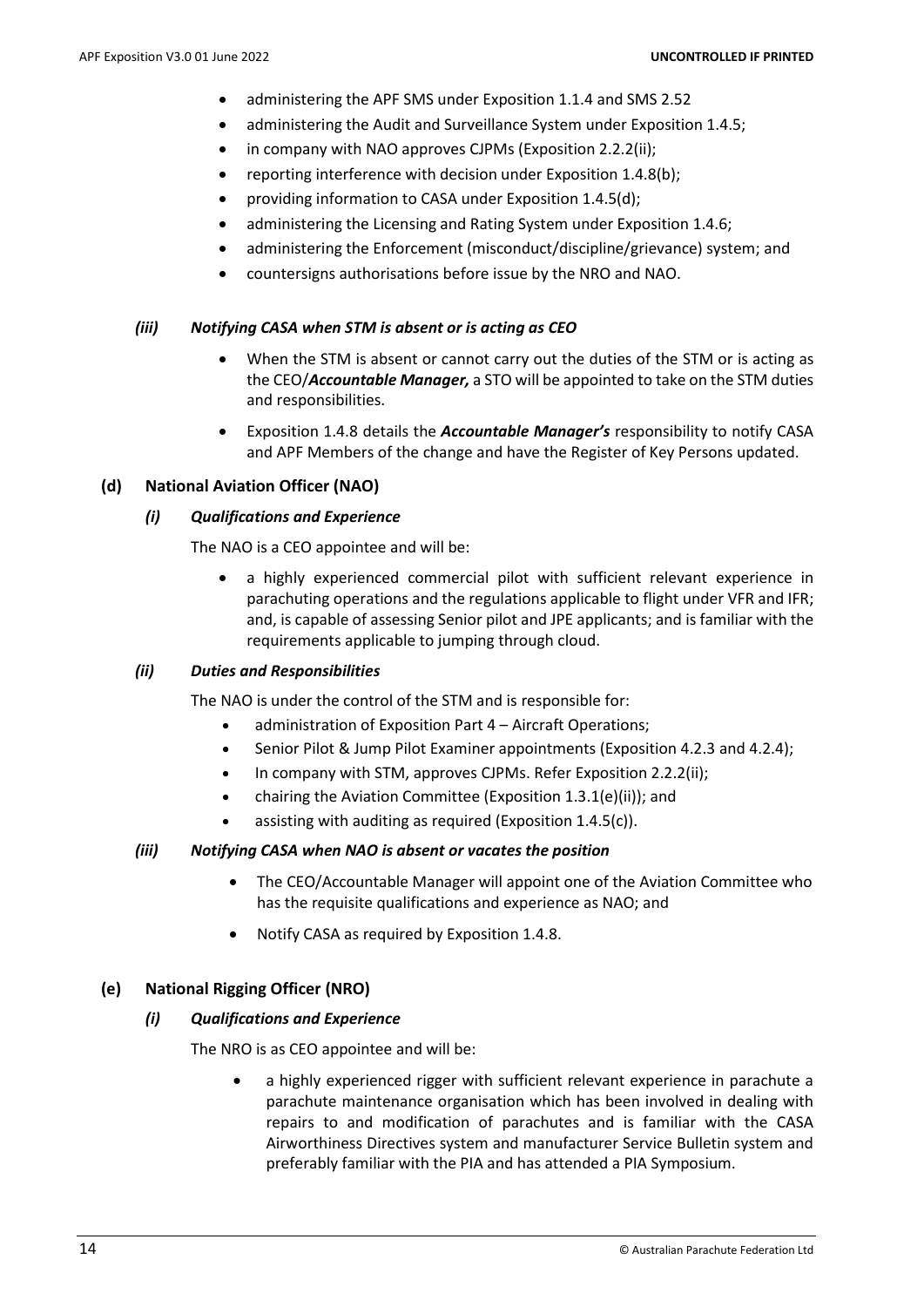- administering the APF SMS under Exposition 1.1.4 and SMS 2.52
- administering the Audit and Surveillance System under Exposition 1.4.5;
- in company with NAO approves CJPMs (Exposition 2.2.2(ii);
- reporting interference with decision under Exposition 1.4.8(b);
- providing information to CASA under Exposition 1.4.5(d);
- administering the Licensing and Rating System under Exposition 1.4.6;
- administering the Enforcement (misconduct/discipline/grievance) system; and
- countersigns authorisations before issue by the NRO and NAO.

#### *(iii) Notifying CASA when STM is absent or is acting as CEO*

- When the STM is absent or cannot carry out the duties of the STM or is acting as the CEO/***Accountable Manager,*** a STO will be appointed to take on the STM duties and responsibilities.
- Exposition 1.4.8 details the ***Accountable Manager's*** responsibility to notify CASA and APF Members of the change and have the Register of Key Persons updated.

### (d) National Aviation Officer (NAO)

#### *(i) Qualifications and Experience*

The NAO is a CEO appointee and will be:

- a highly experienced commercial pilot with sufficient relevant experience in parachuting operations and the regulations applicable to flight under VFR and IFR; and, is capable of assessing Senior pilot and JPE applicants; and is familiar with the requirements applicable to jumping through cloud.

#### *(ii) Duties and Responsibilities*

The NAO is under the control of the STM and is responsible for:

- administration of Exposition Part 4 – Aircraft Operations;
- Senior Pilot & Jump Pilot Examiner appointments (Exposition 4.2.3 and 4.2.4);
- In company with STM, approves CJPMs. Refer Exposition 2.2.2(ii);
- chairing the Aviation Committee (Exposition 1.3.1(e)(ii)); and
- assisting with auditing as required (Exposition 1.4.5(c)).

#### *(iii) Notifying CASA when NAO is absent or vacates the position*

- The CEO/Accountable Manager will appoint one of the Aviation Committee who has the requisite qualifications and experience as NAO; and
- Notify CASA as required by Exposition 1.4.8.

### (e) National Rigging Officer (NRO)

#### *(i) Qualifications and Experience*

The NRO is as CEO appointee and will be:

- a highly experienced rigger with sufficient relevant experience in parachute a parachute maintenance organisation which has been involved in dealing with repairs to and modification of parachutes and is familiar with the CASA Airworthiness Directives system and manufacturer Service Bulletin system and preferably familiar with the PIA and has attended a PIA Symposium.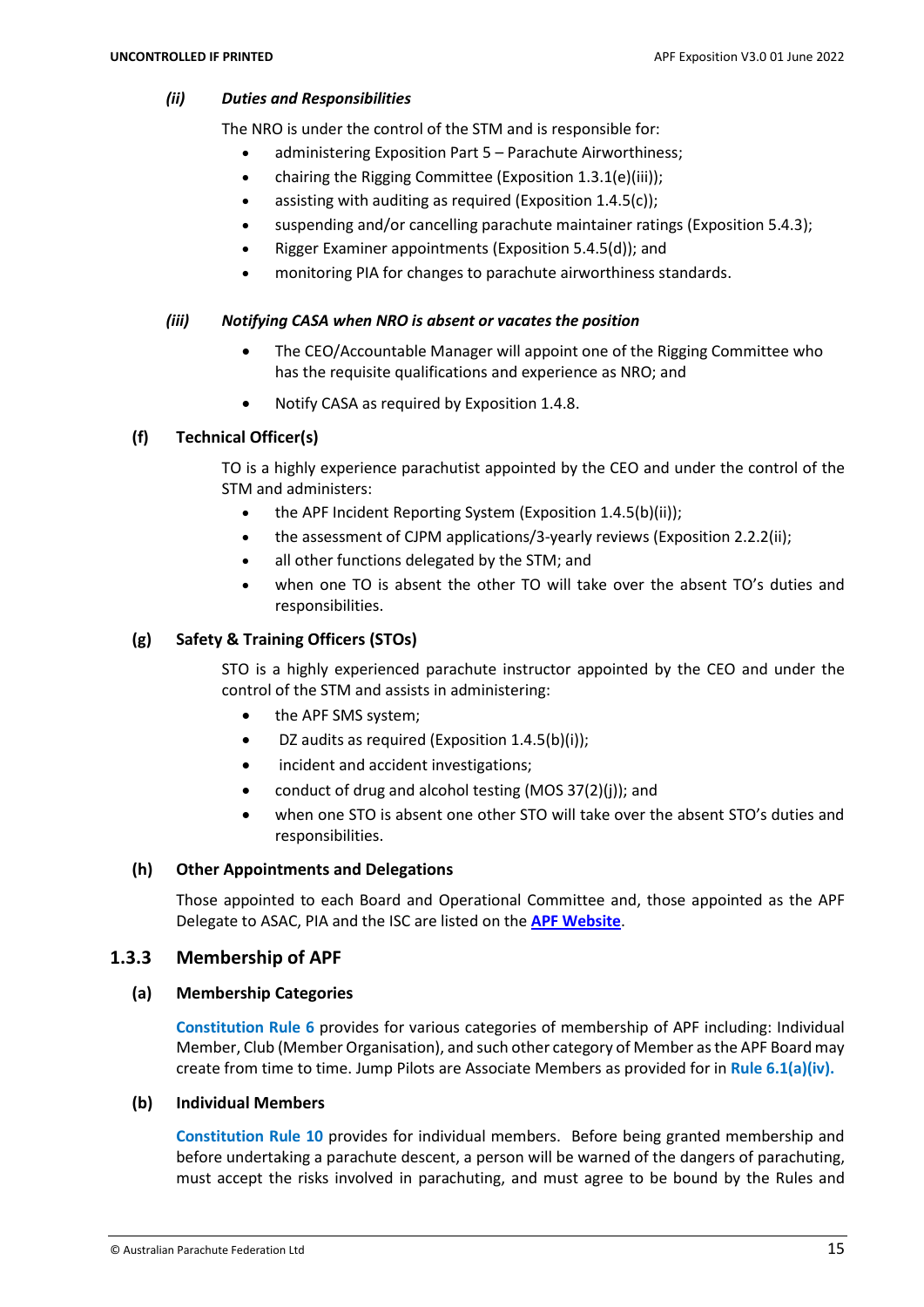***(ii) Duties and Responsibilities***

The NRO is under the control of the STM and is responsible for:

- administering Exposition Part 5 – Parachute Airworthiness;
- chairing the Rigging Committee (Exposition 1.3.1(e)(iii));
- assisting with auditing as required (Exposition 1.4.5(c));
- suspending and/or cancelling parachute maintainer ratings (Exposition 5.4.3);
- Rigger Examiner appointments (Exposition 5.4.5(d)); and
- monitoring PIA for changes to parachute airworthiness standards.

***(iii) Notifying CASA when NRO is absent or vacates the position***

- The CEO/Accountable Manager will appoint one of the Rigging Committee who has the requisite qualifications and experience as NRO; and
- Notify CASA as required by Exposition 1.4.8.

**(f) Technical Officer(s)**

TO is a highly experience parachutist appointed by the CEO and under the control of the STM and administers:

- the APF Incident Reporting System (Exposition 1.4.5(b)(ii));
- the assessment of CJPM applications/3-yearly reviews (Exposition 2.2.2(ii);
- all other functions delegated by the STM; and
- when one TO is absent the other TO will take over the absent TO's duties and responsibilities.

**(g) Safety & Training Officers (STOs)**

STO is a highly experienced parachute instructor appointed by the CEO and under the control of the STM and assists in administering:

- the APF SMS system;
- DZ audits as required (Exposition 1.4.5(b)(i));
- incident and accident investigations;
- conduct of drug and alcohol testing (MOS 37(2)(j)); and
- when one STO is absent one other STO will take over the absent STO's duties and responsibilities.

**(h) Other Appointments and Delegations**

Those appointed to each Board and Operational Committee and, those appointed as the APF Delegate to ASAC, PIA and the ISC are listed on the **APF Website**.

### 1.3.3 Membership of APF

**(a) Membership Categories**

**Constitution Rule 6** provides for various categories of membership of APF including: Individual Member, Club (Member Organisation), and such other category of Member as the APF Board may create from time to time. Jump Pilots are Associate Members as provided for in **Rule 6.1(a)(iv).**

**(b) Individual Members**

**Constitution Rule 10** provides for individual members. Before being granted membership and before undertaking a parachute descent, a person will be warned of the dangers of parachuting, must accept the risks involved in parachuting, and must agree to be bound by the Rules and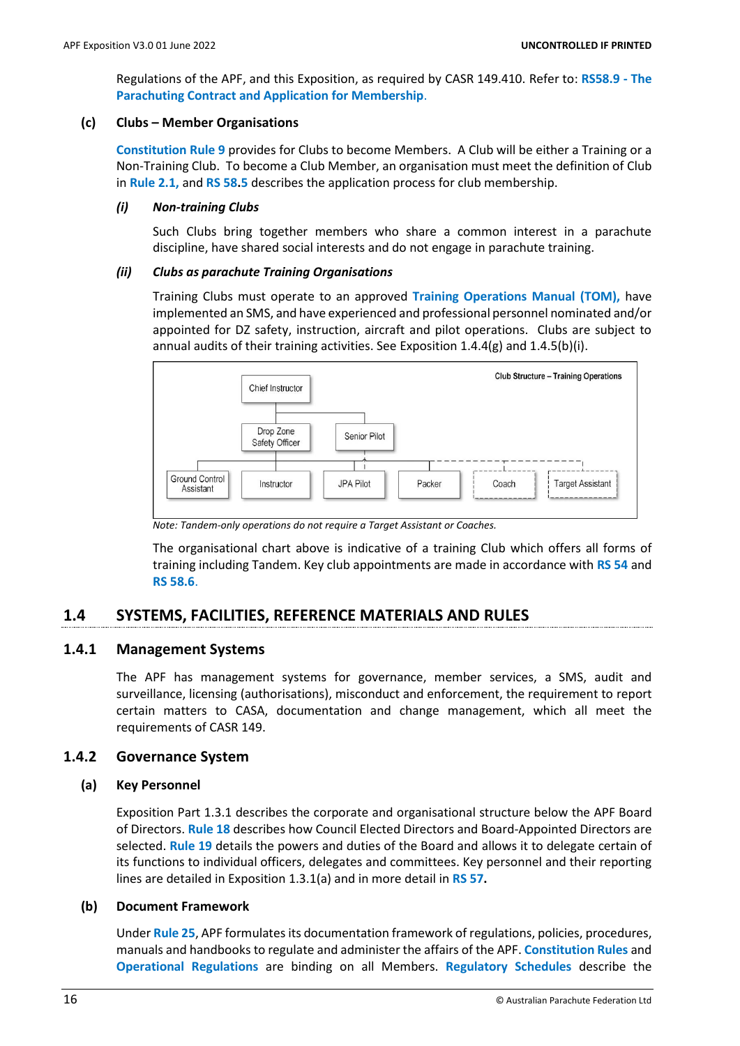Regulations of the APF, and this Exposition, as required by CASR 149.410. Refer to: **RS58.9 - The Parachuting Contract and Application for Membership**.

### (c) Clubs – Member Organisations

**Constitution Rule 9** provides for Clubs to become Members. A Club will be either a Training or a Non-Training Club. To become a Club Member, an organisation must meet the definition of Club in **Rule 2.1,** and **RS 58.5** describes the application process for club membership.

#### *(i) Non-training Clubs*

Such Clubs bring together members who share a common interest in a parachute discipline, have shared social interests and do not engage in parachute training.

#### *(ii) Clubs as parachute Training Organisations*

Training Clubs must operate to an approved **Training Operations Manual (TOM),** have implemented an SMS, and have experienced and professional personnel nominated and/or appointed for DZ safety, instruction, aircraft and pilot operations. Clubs are subject to annual audits of their training activities. See Exposition 1.4.4(g) and 1.4.5(b)(i).

Club Structure – Training Operations

- Chief Instructor
  - Drop Zone Safety Officer
  - Senior Pilot
    - Ground Control Assistant
    - Instructor
    - JPA Pilot
    - Packer
    - Coach
    - Target Assistant

*Note: Tandem-only operations do not require a Target Assistant or Coaches.*

The organisational chart above is indicative of a training Club which offers all forms of training including Tandem. Key club appointments are made in accordance with **RS 54** and **RS 58.6**.

## 1.4 SYSTEMS, FACILITIES, REFERENCE MATERIALS AND RULES

### 1.4.1 Management Systems

The APF has management systems for governance, member services, a SMS, audit and surveillance, licensing (authorisations), misconduct and enforcement, the requirement to report certain matters to CASA, documentation and change management, which all meet the requirements of CASR 149.

### 1.4.2 Governance System

#### (a) Key Personnel

Exposition Part 1.3.1 describes the corporate and organisational structure below the APF Board of Directors. **Rule 18** describes how Council Elected Directors and Board-Appointed Directors are selected. **Rule 19** details the powers and duties of the Board and allows it to delegate certain of its functions to individual officers, delegates and committees. Key personnel and their reporting lines are detailed in Exposition 1.3.1(a) and in more detail in **RS 57.**

#### (b) Document Framework

Under **Rule 25**, APF formulates its documentation framework of regulations, policies, procedures, manuals and handbooks to regulate and administer the affairs of the APF. **Constitution Rules** and **Operational Regulations** are binding on all Members. **Regulatory Schedules** describe the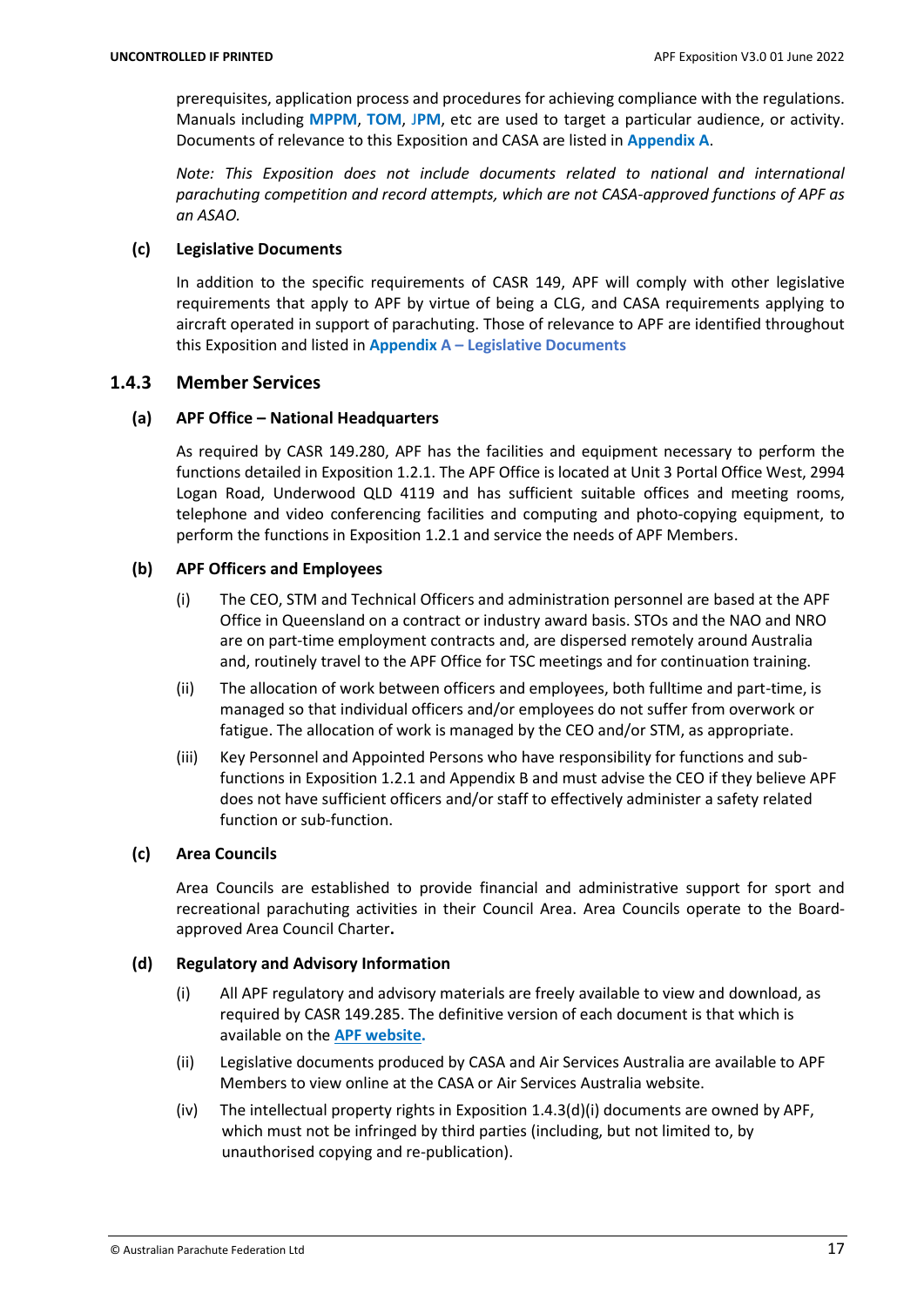prerequisites, application process and procedures for achieving compliance with the regulations. Manuals including **MPPM**, **TOM**, **JPM**, etc are used to target a particular audience, or activity. Documents of relevance to this Exposition and CASA are listed in **Appendix A**.

*Note: This Exposition does not include documents related to national and international parachuting competition and record attempts, which are not CASA-approved functions of APF as an ASAO.*

**(c) Legislative Documents**

In addition to the specific requirements of CASR 149, APF will comply with other legislative requirements that apply to APF by virtue of being a CLG, and CASA requirements applying to aircraft operated in support of parachuting. Those of relevance to APF are identified throughout this Exposition and listed in **Appendix A – Legislative Documents**

## 1.4.3 Member Services

**(a) APF Office – National Headquarters**

As required by CASR 149.280, APF has the facilities and equipment necessary to perform the functions detailed in Exposition 1.2.1. The APF Office is located at Unit 3 Portal Office West, 2994 Logan Road, Underwood QLD 4119 and has sufficient suitable offices and meeting rooms, telephone and video conferencing facilities and computing and photo-copying equipment, to perform the functions in Exposition 1.2.1 and service the needs of APF Members.

**(b) APF Officers and Employees**

(i) The CEO, STM and Technical Officers and administration personnel are based at the APF Office in Queensland on a contract or industry award basis. STOs and the NAO and NRO are on part-time employment contracts and, are dispersed remotely around Australia and, routinely travel to the APF Office for TSC meetings and for continuation training.

(ii) The allocation of work between officers and employees, both fulltime and part-time, is managed so that individual officers and/or employees do not suffer from overwork or fatigue. The allocation of work is managed by the CEO and/or STM, as appropriate.

(iii) Key Personnel and Appointed Persons who have responsibility for functions and sub-functions in Exposition 1.2.1 and Appendix B and must advise the CEO if they believe APF does not have sufficient officers and/or staff to effectively administer a safety related function or sub-function.

**(c) Area Councils**

Area Councils are established to provide financial and administrative support for sport and recreational parachuting activities in their Council Area. Area Councils operate to the Board-approved Area Council Charter**.**

**(d) Regulatory and Advisory Information**

(i) All APF regulatory and advisory materials are freely available to view and download, as required by CASR 149.285. The definitive version of each document is that which is available on the **APF website.**

(ii) Legislative documents produced by CASA and Air Services Australia are available to APF Members to view online at the CASA or Air Services Australia website.

(iv) The intellectual property rights in Exposition 1.4.3(d)(i) documents are owned by APF, which must not be infringed by third parties (including, but not limited to, by unauthorised copying and re-publication).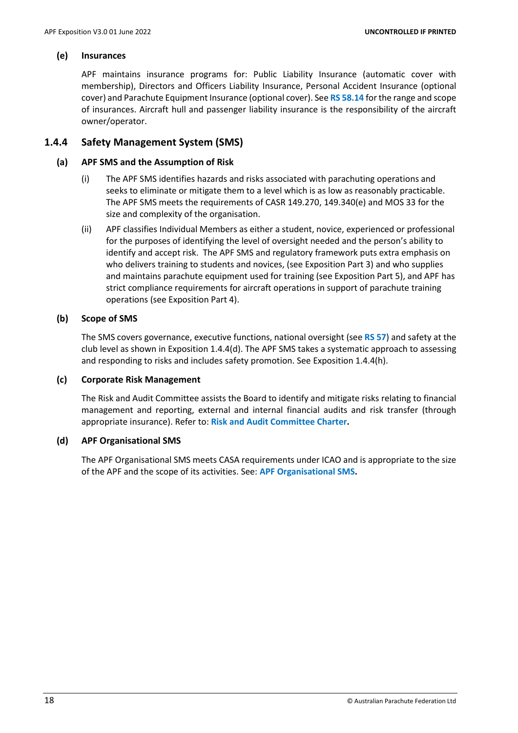**(e) Insurances**

APF maintains insurance programs for: Public Liability Insurance (automatic cover with membership), Directors and Officers Liability Insurance, Personal Accident Insurance (optional cover) and Parachute Equipment Insurance (optional cover). See **RS 58.14** for the range and scope of insurances. Aircraft hull and passenger liability insurance is the responsibility of the aircraft owner/operator.

### 1.4.4 Safety Management System (SMS)

**(a) APF SMS and the Assumption of Risk**

(i) The APF SMS identifies hazards and risks associated with parachuting operations and seeks to eliminate or mitigate them to a level which is as low as reasonably practicable. The APF SMS meets the requirements of CASR 149.270, 149.340(e) and MOS 33 for the size and complexity of the organisation.

(ii) APF classifies Individual Members as either a student, novice, experienced or professional for the purposes of identifying the level of oversight needed and the person's ability to identify and accept risk. The APF SMS and regulatory framework puts extra emphasis on who delivers training to students and novices, (see Exposition Part 3) and who supplies and maintains parachute equipment used for training (see Exposition Part 5), and APF has strict compliance requirements for aircraft operations in support of parachute training operations (see Exposition Part 4).

**(b) Scope of SMS**

The SMS covers governance, executive functions, national oversight (see **RS 57**) and safety at the club level as shown in Exposition 1.4.4(d). The APF SMS takes a systematic approach to assessing and responding to risks and includes safety promotion. See Exposition 1.4.4(h).

**(c) Corporate Risk Management**

The Risk and Audit Committee assists the Board to identify and mitigate risks relating to financial management and reporting, external and internal financial audits and risk transfer (through appropriate insurance). Refer to: **Risk and Audit Committee Charter.**

**(d) APF Organisational SMS**

The APF Organisational SMS meets CASA requirements under ICAO and is appropriate to the size of the APF and the scope of its activities. See: **APF Organisational SMS.**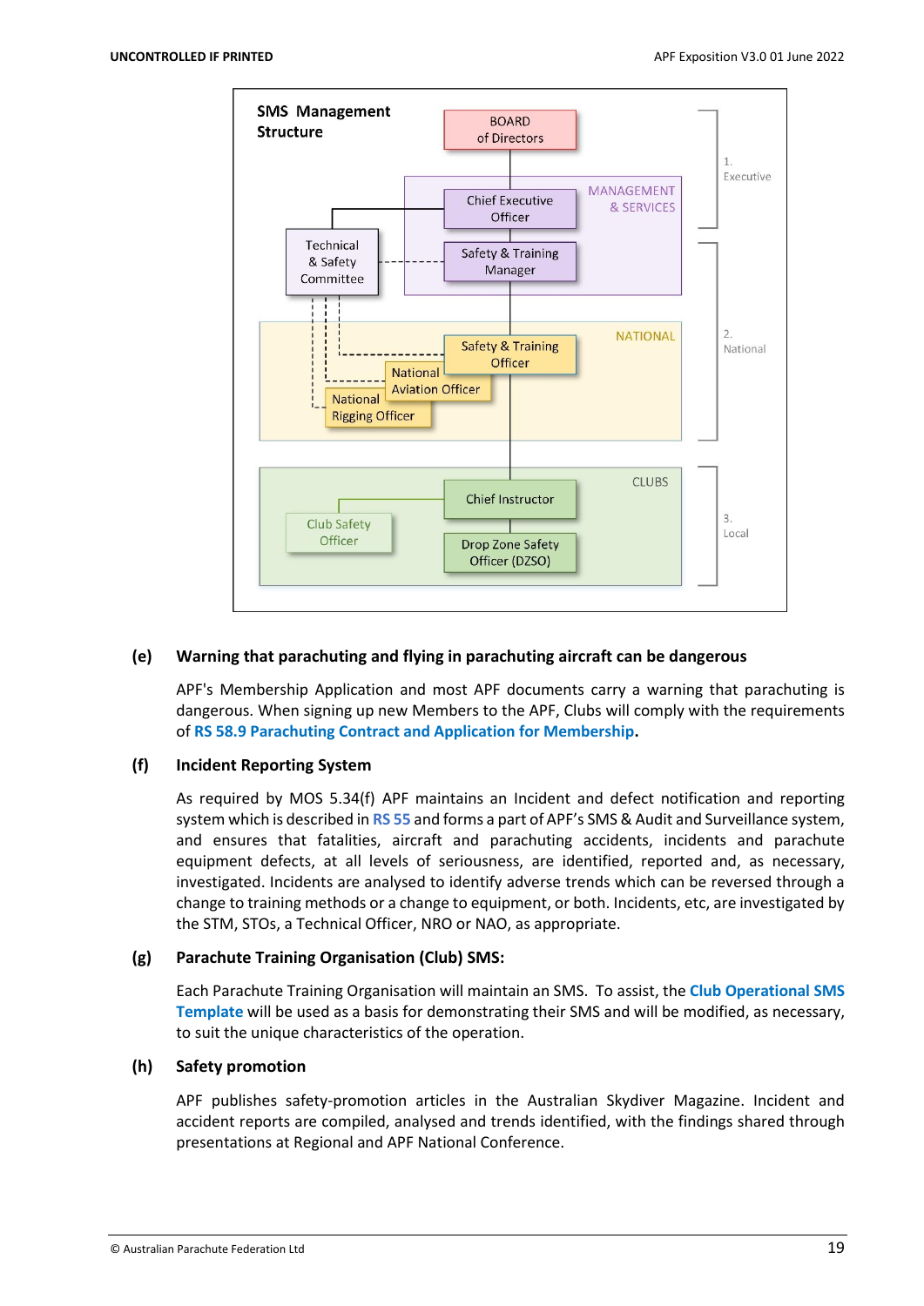**SMS Management Structure**

- 1. Executive
  - BOARD of Directors
  - MANAGEMENT & SERVICES
    - Chief Executive Officer
    - Safety & Training Manager
  - Technical & Safety Committee
- 2. National
  - NATIONAL
    - Safety & Training Officer
    - National Aviation Officer
    - National Rigging Officer
- 3. Local
  - CLUBS
    - Chief Instructor
    - Club Safety Officer
    - Drop Zone Safety Officer (DZSO)

**(e) Warning that parachuting and flying in parachuting aircraft can be dangerous**

APF's Membership Application and most APF documents carry a warning that parachuting is dangerous. When signing up new Members to the APF, Clubs will comply with the requirements of **RS 58.9 Parachuting Contract and Application for Membership**.

**(f) Incident Reporting System**

As required by MOS 5.34(f) APF maintains an Incident and defect notification and reporting system which is described in **RS 55** and forms a part of APF's SMS & Audit and Surveillance system, and ensures that fatalities, aircraft and parachuting accidents, incidents and parachute equipment defects, at all levels of seriousness, are identified, reported and, as necessary, investigated. Incidents are analysed to identify adverse trends which can be reversed through a change to training methods or a change to equipment, or both. Incidents, etc, are investigated by the STM, STOs, a Technical Officer, NRO or NAO, as appropriate.

**(g) Parachute Training Organisation (Club) SMS:**

Each Parachute Training Organisation will maintain an SMS. To assist, the **Club Operational SMS Template** will be used as a basis for demonstrating their SMS and will be modified, as necessary, to suit the unique characteristics of the operation.

**(h) Safety promotion**

APF publishes safety-promotion articles in the Australian Skydiver Magazine. Incident and accident reports are compiled, analysed and trends identified, with the findings shared through presentations at Regional and APF National Conference.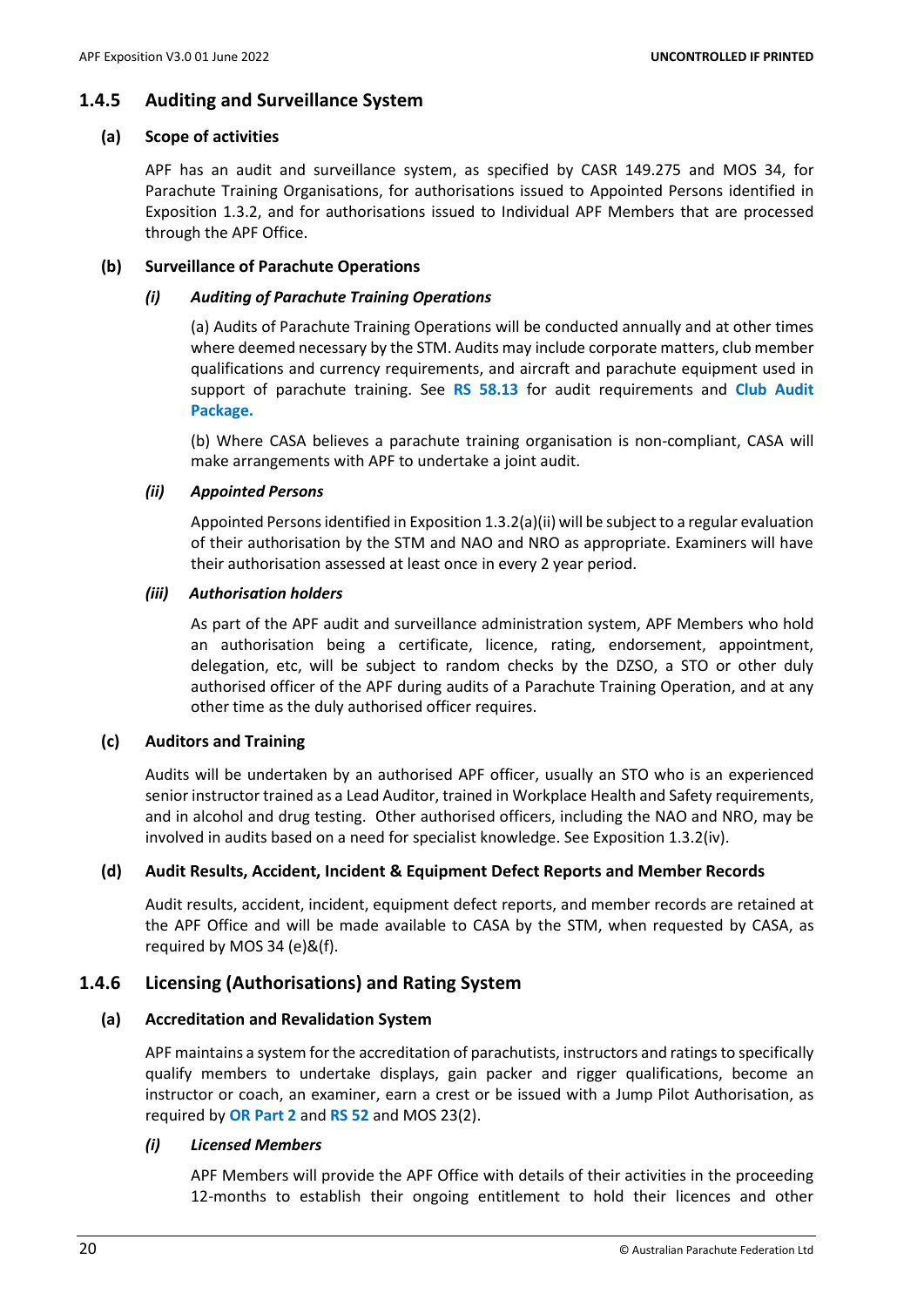## 1.4.5 Auditing and Surveillance System

### (a) Scope of activities

APF has an audit and surveillance system, as specified by CASR 149.275 and MOS 34, for Parachute Training Organisations, for authorisations issued to Appointed Persons identified in Exposition 1.3.2, and for authorisations issued to Individual APF Members that are processed through the APF Office.

### (b) Surveillance of Parachute Operations

#### *(i) Auditing of Parachute Training Operations*

(a) Audits of Parachute Training Operations will be conducted annually and at other times where deemed necessary by the STM. Audits may include corporate matters, club member qualifications and currency requirements, and aircraft and parachute equipment used in support of parachute training. See **RS 58.13** for audit requirements and **Club Audit Package.**

(b) Where CASA believes a parachute training organisation is non-compliant, CASA will make arrangements with APF to undertake a joint audit.

#### *(ii) Appointed Persons*

Appointed Persons identified in Exposition 1.3.2(a)(ii) will be subject to a regular evaluation of their authorisation by the STM and NAO and NRO as appropriate. Examiners will have their authorisation assessed at least once in every 2 year period.

#### *(iii) Authorisation holders*

As part of the APF audit and surveillance administration system, APF Members who hold an authorisation being a certificate, licence, rating, endorsement, appointment, delegation, etc, will be subject to random checks by the DZSO, a STO or other duly authorised officer of the APF during audits of a Parachute Training Operation, and at any other time as the duly authorised officer requires.

### (c) Auditors and Training

Audits will be undertaken by an authorised APF officer, usually an STO who is an experienced senior instructor trained as a Lead Auditor, trained in Workplace Health and Safety requirements, and in alcohol and drug testing. Other authorised officers, including the NAO and NRO, may be involved in audits based on a need for specialist knowledge. See Exposition 1.3.2(iv).

### (d) Audit Results, Accident, Incident & Equipment Defect Reports and Member Records

Audit results, accident, incident, equipment defect reports, and member records are retained at the APF Office and will be made available to CASA by the STM, when requested by CASA, as required by MOS 34 (e)&(f).

## 1.4.6 Licensing (Authorisations) and Rating System

### (a) Accreditation and Revalidation System

APF maintains a system for the accreditation of parachutists, instructors and ratings to specifically qualify members to undertake displays, gain packer and rigger qualifications, become an instructor or coach, an examiner, earn a crest or be issued with a Jump Pilot Authorisation, as required by **OR Part 2** and **RS 52** and MOS 23(2).

#### *(i) Licensed Members*

APF Members will provide the APF Office with details of their activities in the proceeding 12-months to establish their ongoing entitlement to hold their licences and other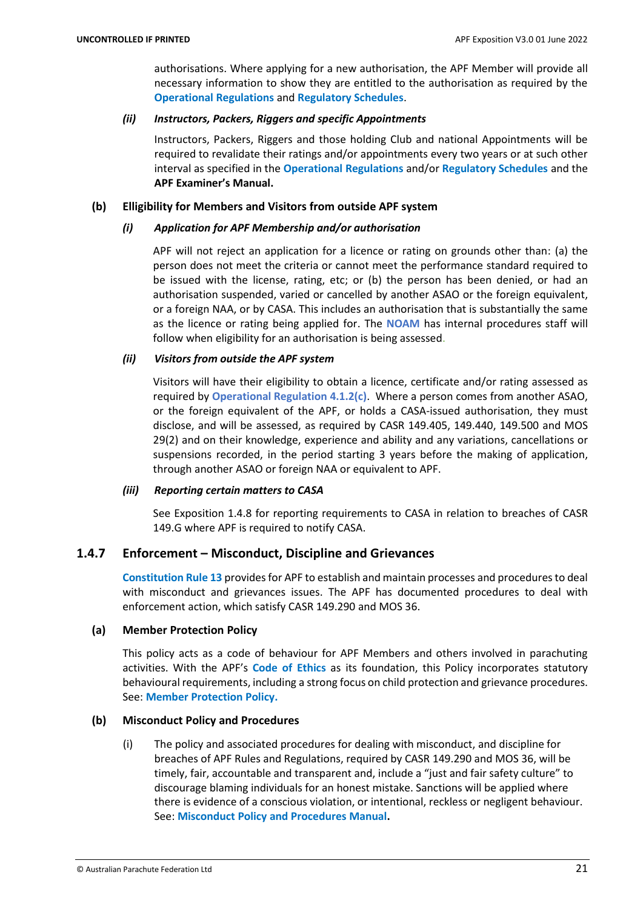authorisations. Where applying for a new authorisation, the APF Member will provide all necessary information to show they are entitled to the authorisation as required by the **Operational Regulations** and **Regulatory Schedules**.

***(ii) Instructors, Packers, Riggers and specific Appointments***

Instructors, Packers, Riggers and those holding Club and national Appointments will be required to revalidate their ratings and/or appointments every two years or at such other interval as specified in the **Operational Regulations** and/or **Regulatory Schedules** and the **APF Examiner's Manual.**

**(b) Elligibility for Members and Visitors from outside APF system**

***(i) Application for APF Membership and/or authorisation***

APF will not reject an application for a licence or rating on grounds other than: (a) the person does not meet the criteria or cannot meet the performance standard required to be issued with the license, rating, etc; or (b) the person has been denied, or had an authorisation suspended, varied or cancelled by another ASAO or the foreign equivalent, or a foreign NAA, or by CASA. This includes an authorisation that is substantially the same as the licence or rating being applied for. The **NOAM** has internal procedures staff will follow when eligibility for an authorisation is being assessed.

***(ii) Visitors from outside the APF system***

Visitors will have their eligibility to obtain a licence, certificate and/or rating assessed as required by **Operational Regulation 4.1.2(c)**. Where a person comes from another ASAO, or the foreign equivalent of the APF, or holds a CASA-issued authorisation, they must disclose, and will be assessed, as required by CASR 149.405, 149.440, 149.500 and MOS 29(2) and on their knowledge, experience and ability and any variations, cancellations or suspensions recorded, in the period starting 3 years before the making of application, through another ASAO or foreign NAA or equivalent to APF.

***(iii) Reporting certain matters to CASA***

See Exposition 1.4.8 for reporting requirements to CASA in relation to breaches of CASR 149.G where APF is required to notify CASA.

### 1.4.7 Enforcement – Misconduct, Discipline and Grievances

**Constitution Rule 13** provides for APF to establish and maintain processes and procedures to deal with misconduct and grievances issues. The APF has documented procedures to deal with enforcement action, which satisfy CASR 149.290 and MOS 36.

**(a) Member Protection Policy**

This policy acts as a code of behaviour for APF Members and others involved in parachuting activities. With the APF's **Code of Ethics** as its foundation, this Policy incorporates statutory behavioural requirements, including a strong focus on child protection and grievance procedures. See: **Member Protection Policy.**

**(b) Misconduct Policy and Procedures**

(i) The policy and associated procedures for dealing with misconduct, and discipline for breaches of APF Rules and Regulations, required by CASR 149.290 and MOS 36, will be timely, fair, accountable and transparent and, include a "just and fair safety culture" to discourage blaming individuals for an honest mistake. Sanctions will be applied where there is evidence of a conscious violation, or intentional, reckless or negligent behaviour. See: **Misconduct Policy and Procedures Manual.**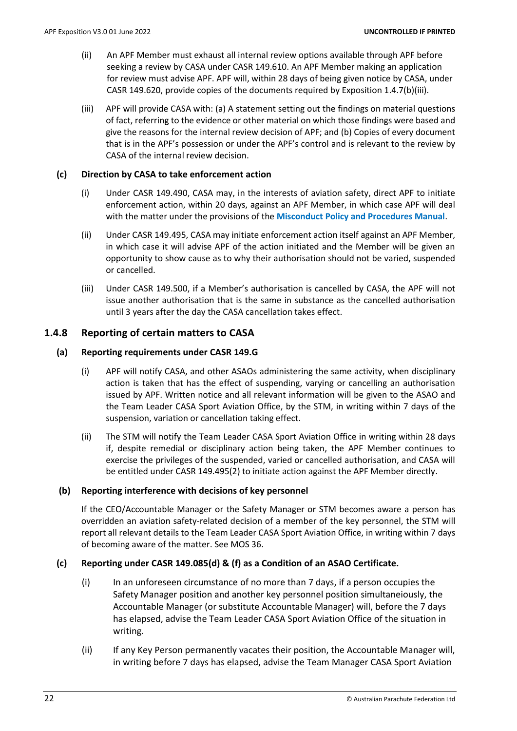(ii) An APF Member must exhaust all internal review options available through APF before seeking a review by CASA under CASR 149.610. An APF Member making an application for review must advise APF. APF will, within 28 days of being given notice by CASA, under CASR 149.620, provide copies of the documents required by Exposition 1.4.7(b)(iii).

(iii) APF will provide CASA with: (a) A statement setting out the findings on material questions of fact, referring to the evidence or other material on which those findings were based and give the reasons for the internal review decision of APF; and (b) Copies of every document that is in the APF's possession or under the APF's control and is relevant to the review by CASA of the internal review decision.

#### (c) Direction by CASA to take enforcement action

(i) Under CASR 149.490, CASA may, in the interests of aviation safety, direct APF to initiate enforcement action, within 20 days, against an APF Member, in which case APF will deal with the matter under the provisions of the **Misconduct Policy and Procedures Manual**.

(ii) Under CASR 149.495, CASA may initiate enforcement action itself against an APF Member, in which case it will advise APF of the action initiated and the Member will be given an opportunity to show cause as to why their authorisation should not be varied, suspended or cancelled.

(iii) Under CASR 149.500, if a Member's authorisation is cancelled by CASA, the APF will not issue another authorisation that is the same in substance as the cancelled authorisation until 3 years after the day the CASA cancellation takes effect.

### 1.4.8 Reporting of certain matters to CASA

#### (a) Reporting requirements under CASR 149.G

(i) APF will notify CASA, and other ASAOs administering the same activity, when disciplinary action is taken that has the effect of suspending, varying or cancelling an authorisation issued by APF. Written notice and all relevant information will be given to the ASAO and the Team Leader CASA Sport Aviation Office, by the STM, in writing within 7 days of the suspension, variation or cancellation taking effect.

(ii) The STM will notify the Team Leader CASA Sport Aviation Office in writing within 28 days if, despite remedial or disciplinary action being taken, the APF Member continues to exercise the privileges of the suspended, varied or cancelled authorisation, and CASA will be entitled under CASR 149.495(2) to initiate action against the APF Member directly.

#### (b) Reporting interference with decisions of key personnel

If the CEO/Accountable Manager or the Safety Manager or STM becomes aware a person has overridden an aviation safety-related decision of a member of the key personnel, the STM will report all relevant details to the Team Leader CASA Sport Aviation Office, in writing within 7 days of becoming aware of the matter. See MOS 36.

#### (c) Reporting under CASR 149.085(d) & (f) as a Condition of an ASAO Certificate.

(i) In an unforeseen circumstance of no more than 7 days, if a person occupies the Safety Manager position and another key personnel position simultaneiously, the Accountable Manager (or substitute Accountable Manager) will, before the 7 days has elapsed, advise the Team Leader CASA Sport Aviation Office of the situation in writing.

(ii) If any Key Person permanently vacates their position, the Accountable Manager will, in writing before 7 days has elapsed, advise the Team Manager CASA Sport Aviation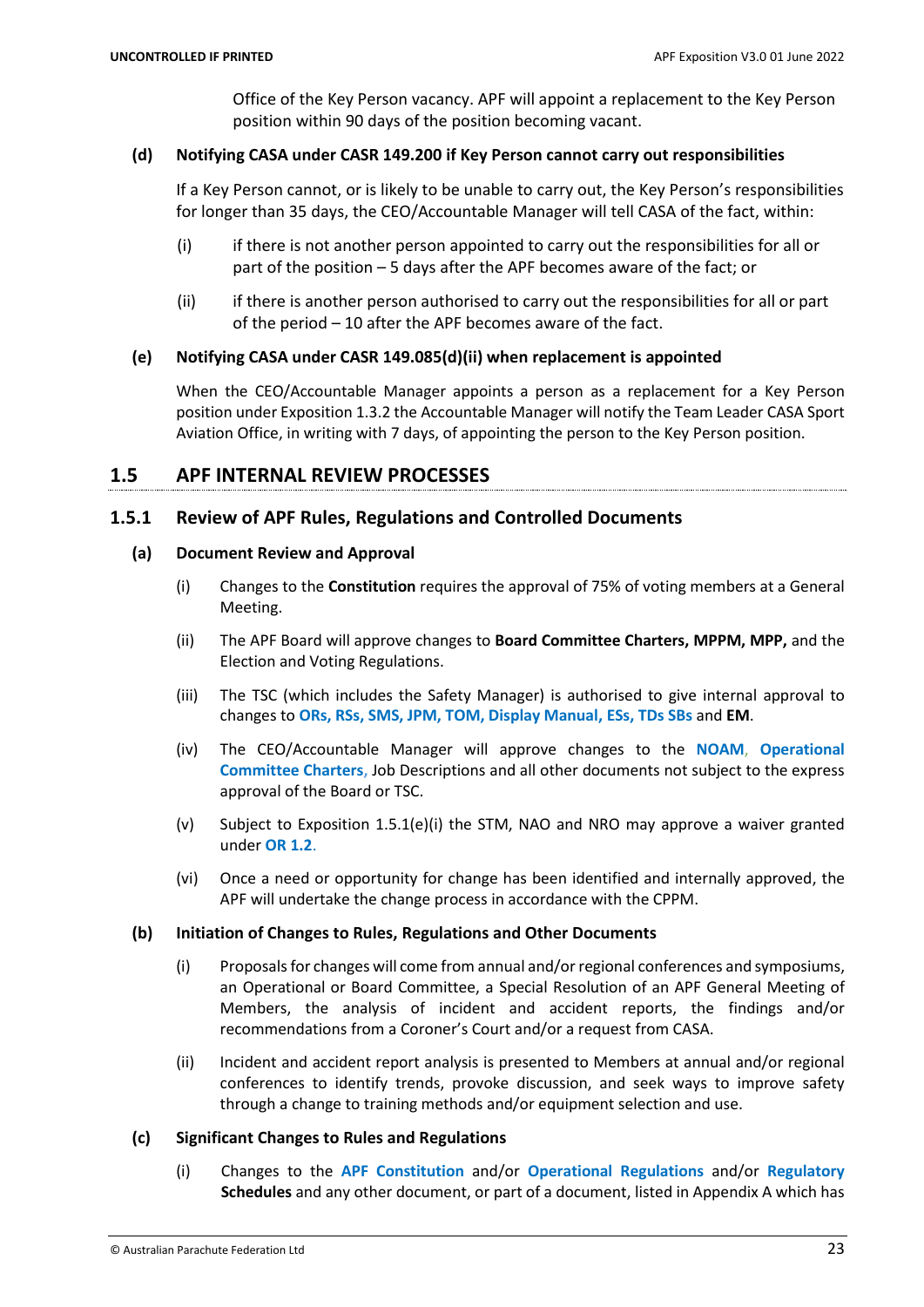Office of the Key Person vacancy. APF will appoint a replacement to the Key Person position within 90 days of the position becoming vacant.

**(d) Notifying CASA under CASR 149.200 if Key Person cannot carry out responsibilities**

If a Key Person cannot, or is likely to be unable to carry out, the Key Person's responsibilities for longer than 35 days, the CEO/Accountable Manager will tell CASA of the fact, within:

(i) if there is not another person appointed to carry out the responsibilities for all or part of the position – 5 days after the APF becomes aware of the fact; or

(ii) if there is another person authorised to carry out the responsibilities for all or part of the period – 10 after the APF becomes aware of the fact.

**(e) Notifying CASA under CASR 149.085(d)(ii) when replacement is appointed**

When the CEO/Accountable Manager appoints a person as a replacement for a Key Person position under Exposition 1.3.2 the Accountable Manager will notify the Team Leader CASA Sport Aviation Office, in writing with 7 days, of appointing the person to the Key Person position.

## 1.5 APF INTERNAL REVIEW PROCESSES

### 1.5.1 Review of APF Rules, Regulations and Controlled Documents

**(a) Document Review and Approval**

(i) Changes to the **Constitution** requires the approval of 75% of voting members at a General Meeting.

(ii) The APF Board will approve changes to **Board Committee Charters, MPPM, MPP,** and the Election and Voting Regulations.

(iii) The TSC (which includes the Safety Manager) is authorised to give internal approval to changes to **ORs, RSs, SMS, JPM, TOM, Display Manual, ESs, TDs SBs** and **EM**.

(iv) The CEO/Accountable Manager will approve changes to the **NOAM**, **Operational Committee Charters**, Job Descriptions and all other documents not subject to the express approval of the Board or TSC.

(v) Subject to Exposition 1.5.1(e)(i) the STM, NAO and NRO may approve a waiver granted under **OR 1.2**.

(vi) Once a need or opportunity for change has been identified and internally approved, the APF will undertake the change process in accordance with the CPPM.

**(b) Initiation of Changes to Rules, Regulations and Other Documents**

(i) Proposals for changes will come from annual and/or regional conferences and symposiums, an Operational or Board Committee, a Special Resolution of an APF General Meeting of Members, the analysis of incident and accident reports, the findings and/or recommendations from a Coroner's Court and/or a request from CASA.

(ii) Incident and accident report analysis is presented to Members at annual and/or regional conferences to identify trends, provoke discussion, and seek ways to improve safety through a change to training methods and/or equipment selection and use.

**(c) Significant Changes to Rules and Regulations**

(i) Changes to the **APF Constitution** and/or **Operational Regulations** and/or **Regulatory Schedules** and any other document, or part of a document, listed in Appendix A which has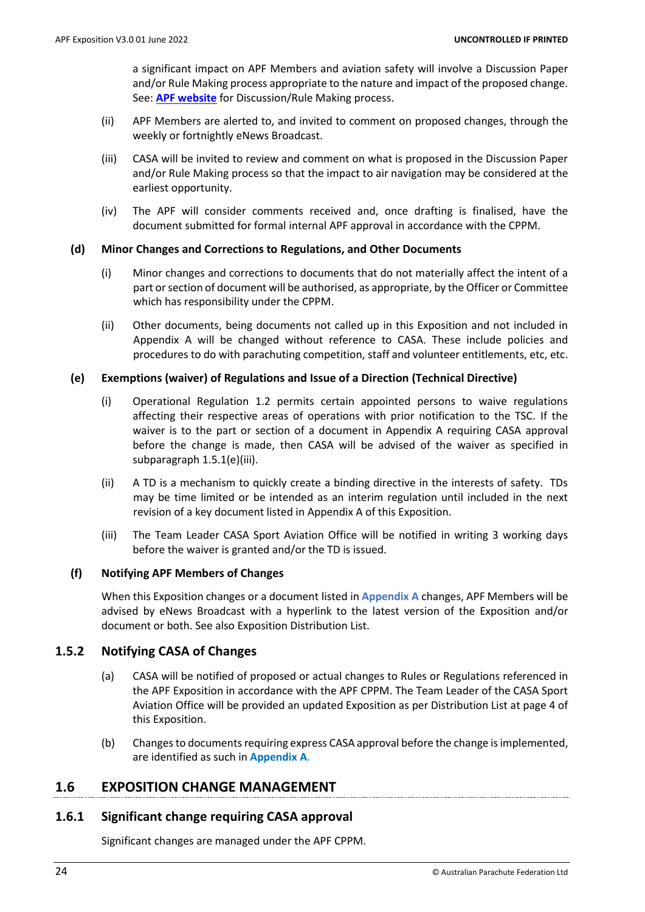a significant impact on APF Members and aviation safety will involve a Discussion Paper and/or Rule Making process appropriate to the nature and impact of the proposed change. See: **APF website** for Discussion/Rule Making process.

(ii) APF Members are alerted to, and invited to comment on proposed changes, through the weekly or fortnightly eNews Broadcast.

(iii) CASA will be invited to review and comment on what is proposed in the Discussion Paper and/or Rule Making process so that the impact to air navigation may be considered at the earliest opportunity.

(iv) The APF will consider comments received and, once drafting is finalised, have the document submitted for formal internal APF approval in accordance with the CPPM.

**(d) Minor Changes and Corrections to Regulations, and Other Documents**

(i) Minor changes and corrections to documents that do not materially affect the intent of a part or section of document will be authorised, as appropriate, by the Officer or Committee which has responsibility under the CPPM.

(ii) Other documents, being documents not called up in this Exposition and not included in Appendix A will be changed without reference to CASA. These include policies and procedures to do with parachuting competition, staff and volunteer entitlements, etc, etc.

**(e) Exemptions (waiver) of Regulations and Issue of a Direction (Technical Directive)**

(i) Operational Regulation 1.2 permits certain appointed persons to waive regulations affecting their respective areas of operations with prior notification to the TSC. If the waiver is to the part or section of a document in Appendix A requiring CASA approval before the change is made, then CASA will be advised of the waiver as specified in subparagraph 1.5.1(e)(iii).

(ii) A TD is a mechanism to quickly create a binding directive in the interests of safety. TDs may be time limited or be intended as an interim regulation until included in the next revision of a key document listed in Appendix A of this Exposition.

(iii) The Team Leader CASA Sport Aviation Office will be notified in writing 3 working days before the waiver is granted and/or the TD is issued.

**(f) Notifying APF Members of Changes**

When this Exposition changes or a document listed in **Appendix A** changes, APF Members will be advised by eNews Broadcast with a hyperlink to the latest version of the Exposition and/or document or both. See also Exposition Distribution List.

### 1.5.2 Notifying CASA of Changes

(a) CASA will be notified of proposed or actual changes to Rules or Regulations referenced in the APF Exposition in accordance with the APF CPPM. The Team Leader of the CASA Sport Aviation Office will be provided an updated Exposition as per Distribution List at page 4 of this Exposition.

(b) Changes to documents requiring express CASA approval before the change is implemented, are identified as such in **Appendix A**.

## 1.6 EXPOSITION CHANGE MANAGEMENT

### 1.6.1 Significant change requiring CASA approval

Significant changes are managed under the APF CPPM.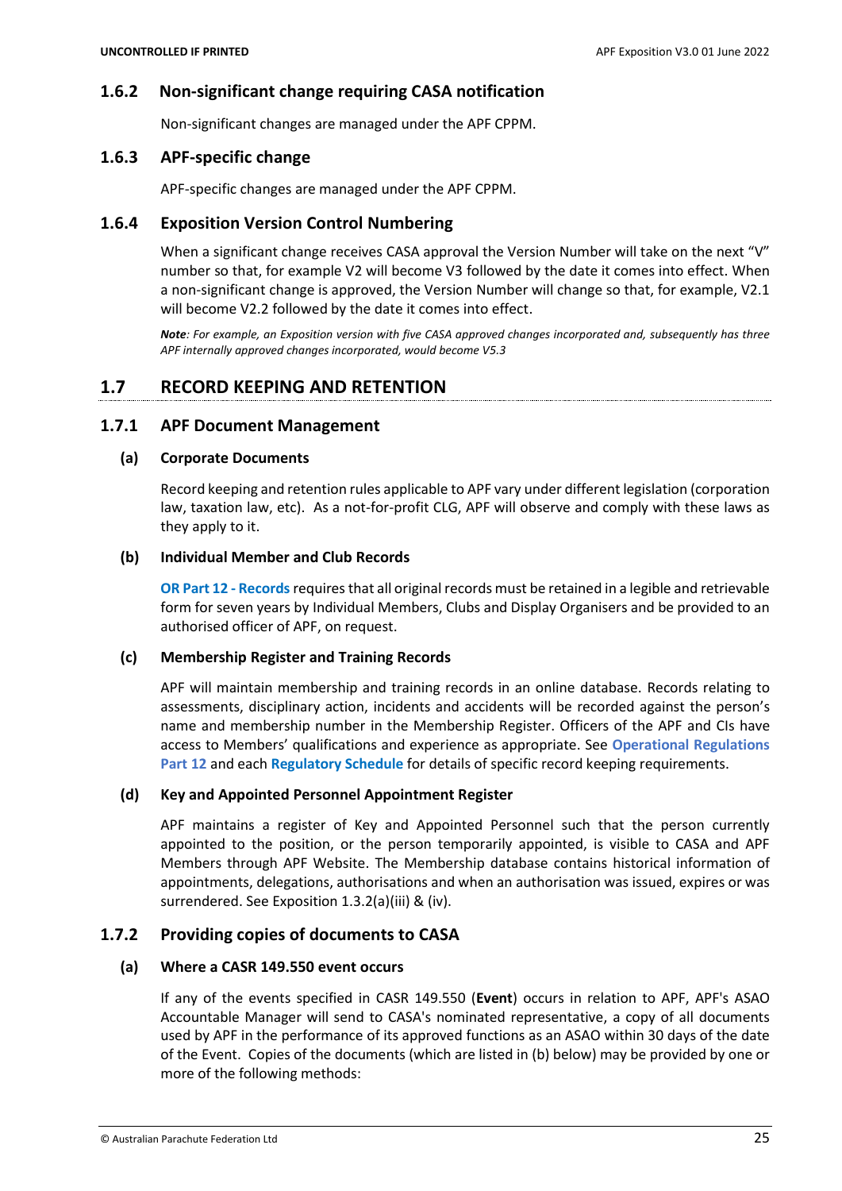### 1.6.2 Non-significant change requiring CASA notification

Non-significant changes are managed under the APF CPPM.

### 1.6.3 APF-specific change

APF-specific changes are managed under the APF CPPM.

### 1.6.4 Exposition Version Control Numbering

When a significant change receives CASA approval the Version Number will take on the next "V" number so that, for example V2 will become V3 followed by the date it comes into effect. When a non-significant change is approved, the Version Number will change so that, for example, V2.1 will become V2.2 followed by the date it comes into effect.

***Note**: For example, an Exposition version with five CASA approved changes incorporated and, subsequently has three APF internally approved changes incorporated, would become V5.3*

## 1.7 RECORD KEEPING AND RETENTION

### 1.7.1 APF Document Management

#### (a) Corporate Documents

Record keeping and retention rules applicable to APF vary under different legislation (corporation law, taxation law, etc). As a not-for-profit CLG, APF will observe and comply with these laws as they apply to it.

#### (b) Individual Member and Club Records

**OR Part 12 - Records** requires that all original records must be retained in a legible and retrievable form for seven years by Individual Members, Clubs and Display Organisers and be provided to an authorised officer of APF, on request.

#### (c) Membership Register and Training Records

APF will maintain membership and training records in an online database. Records relating to assessments, disciplinary action, incidents and accidents will be recorded against the person's name and membership number in the Membership Register. Officers of the APF and CIs have access to Members' qualifications and experience as appropriate. See **Operational Regulations Part 12** and each **Regulatory Schedule** for details of specific record keeping requirements.

#### (d) Key and Appointed Personnel Appointment Register

APF maintains a register of Key and Appointed Personnel such that the person currently appointed to the position, or the person temporarily appointed, is visible to CASA and APF Members through APF Website. The Membership database contains historical information of appointments, delegations, authorisations and when an authorisation was issued, expires or was surrendered. See Exposition 1.3.2(a)(iii) & (iv).

### 1.7.2 Providing copies of documents to CASA

#### (a) Where a CASR 149.550 event occurs

If any of the events specified in CASR 149.550 (**Event**) occurs in relation to APF, APF's ASAO Accountable Manager will send to CASA's nominated representative, a copy of all documents used by APF in the performance of its approved functions as an ASAO within 30 days of the date of the Event. Copies of the documents (which are listed in (b) below) may be provided by one or more of the following methods: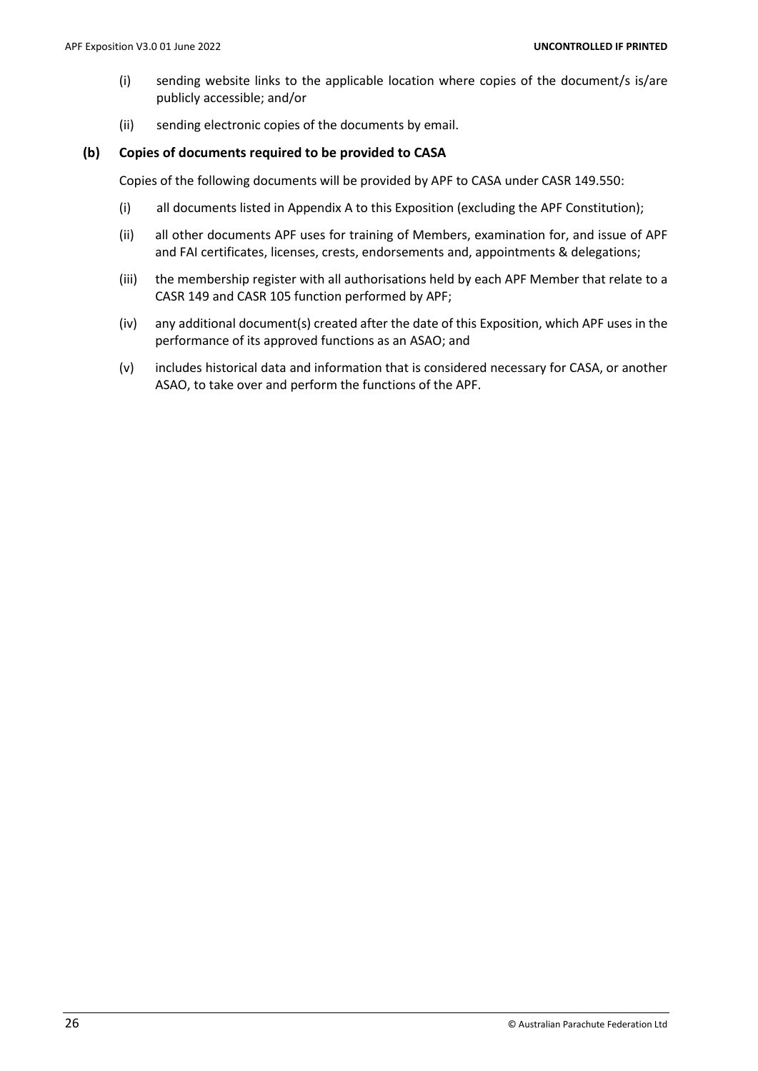(i) sending website links to the applicable location where copies of the document/s is/are publicly accessible; and/or

(ii) sending electronic copies of the documents by email.

**(b) Copies of documents required to be provided to CASA**

Copies of the following documents will be provided by APF to CASA under CASR 149.550:

(i) all documents listed in Appendix A to this Exposition (excluding the APF Constitution);

(ii) all other documents APF uses for training of Members, examination for, and issue of APF and FAI certificates, licenses, crests, endorsements and, appointments & delegations;

(iii) the membership register with all authorisations held by each APF Member that relate to a CASR 149 and CASR 105 function performed by APF;

(iv) any additional document(s) created after the date of this Exposition, which APF uses in the performance of its approved functions as an ASAO; and

(v) includes historical data and information that is considered necessary for CASA, or another ASAO, to take over and perform the functions of the APF.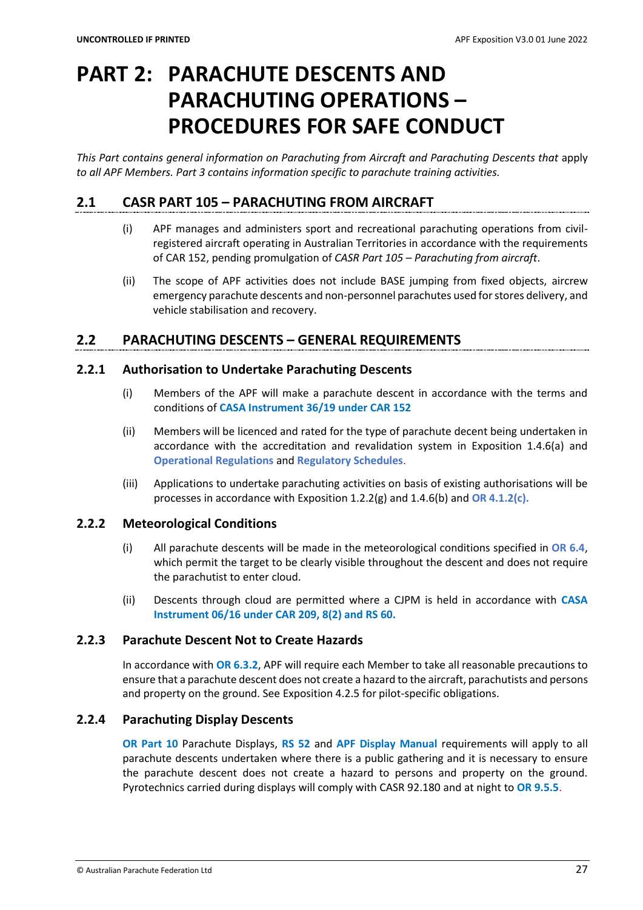# PART 2: PARACHUTE DESCENTS AND PARACHUTING OPERATIONS – PROCEDURES FOR SAFE CONDUCT

*This Part contains general information on Parachuting from Aircraft and Parachuting Descents that* apply *to all APF Members. Part 3 contains information specific to parachute training activities.*

## 2.1 CASR PART 105 – PARACHUTING FROM AIRCRAFT

(i) APF manages and administers sport and recreational parachuting operations from civil-registered aircraft operating in Australian Territories in accordance with the requirements of CAR 152, pending promulgation of *CASR Part 105 – Parachuting from aircraft*.

(ii) The scope of APF activities does not include BASE jumping from fixed objects, aircrew emergency parachute descents and non-personnel parachutes used for stores delivery, and vehicle stabilisation and recovery.

## 2.2 PARACHUTING DESCENTS – GENERAL REQUIREMENTS

### 2.2.1 Authorisation to Undertake Parachuting Descents

(i) Members of the APF will make a parachute decent in accordance with the terms and conditions of **CASA Instrument 36/19 under CAR 152**

(ii) Members will be licenced and rated for the type of parachute decent being undertaken in accordance with the accreditation and revalidation system in Exposition 1.4.6(a) and **Operational Regulations** and **Regulatory Schedules**.

(iii) Applications to undertake parachuting activities on basis of existing authorisations will be processes in accordance with Exposition 1.2.2(g) and 1.4.6(b) and **OR 4.1.2(c).**

### 2.2.2 Meteorological Conditions

(i) All parachute descents will be made in the meteorological conditions specified in **OR 6.4**, which permit the target to be clearly visible throughout the descent and does not require the parachutist to enter cloud.

(ii) Descents through cloud are permitted where a CJPM is held in accordance with **CASA Instrument 06/16 under CAR 209, 8(2) and RS 60.**

### 2.2.3 Parachute Descent Not to Create Hazards

In accordance with **OR 6.3.2**, APF will require each Member to take all reasonable precautions to ensure that a parachute descent does not create a hazard to the aircraft, parachutists and persons and property on the ground. See Exposition 4.2.5 for pilot-specific obligations.

### 2.2.4 Parachuting Display Descents

**OR Part 10** Parachute Displays, **RS 52** and **APF Display Manual** requirements will apply to all parachute descents undertaken where there is a public gathering and it is necessary to ensure the parachute descent does not create a hazard to persons and property on the ground. Pyrotechnics carried during displays will comply with CASR 92.180 and at night to **OR 9.5.5**.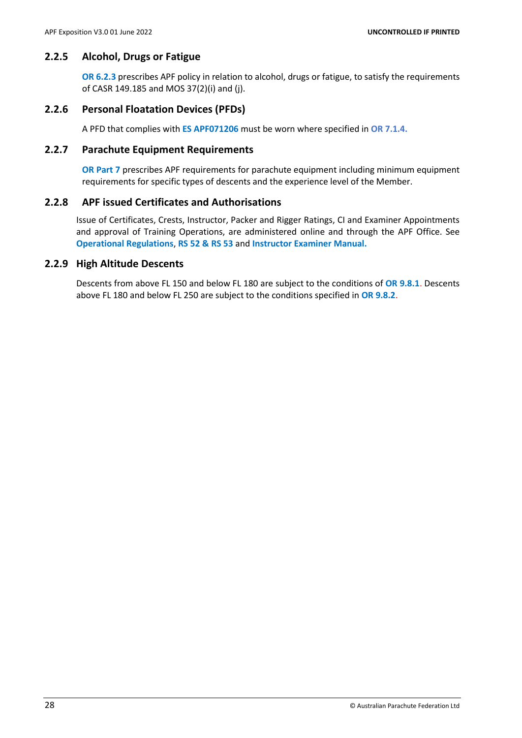### 2.2.5 Alcohol, Drugs or Fatigue

**OR 6.2.3** prescribes APF policy in relation to alcohol, drugs or fatigue, to satisfy the requirements of CASR 149.185 and MOS 37(2)(i) and (j).

### 2.2.6 Personal Floatation Devices (PFDs)

A PFD that complies with **ES APF071206** must be worn where specified in **OR 7.1.4.**

### 2.2.7 Parachute Equipment Requirements

**OR Part 7** prescribes APF requirements for parachute equipment including minimum equipment requirements for specific types of descents and the experience level of the Member.

### 2.2.8 APF issued Certificates and Authorisations

Issue of Certificates, Crests, Instructor, Packer and Rigger Ratings, CI and Examiner Appointments and approval of Training Operations, are administered online and through the APF Office. See **Operational Regulations**, **RS 52 & RS 53** and **Instructor Examiner Manual.**

### 2.2.9 High Altitude Descents

Descents from above FL 150 and below FL 180 are subject to the conditions of **OR 9.8.1**. Descents above FL 180 and below FL 250 are subject to the conditions specified in **OR 9.8.2**.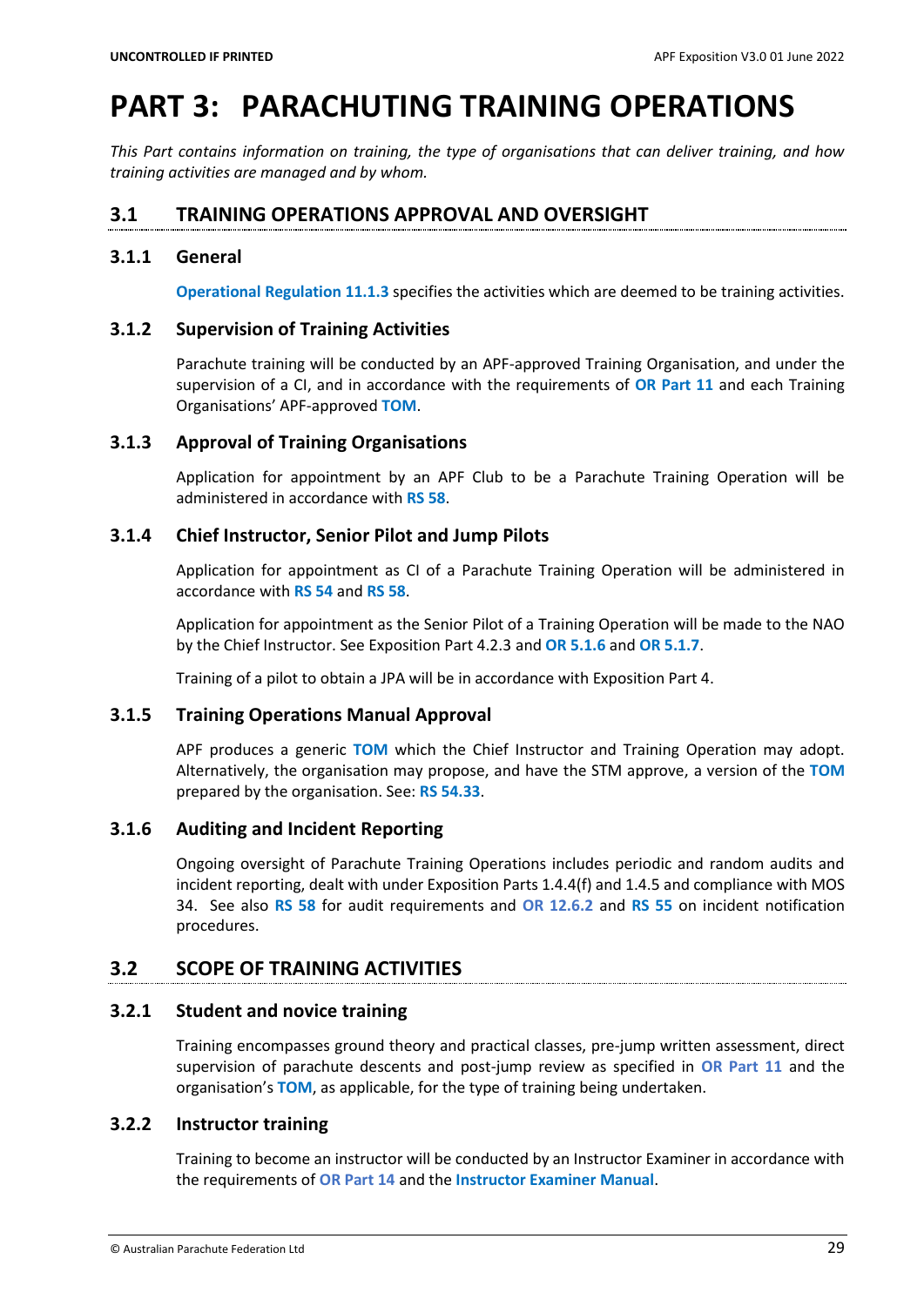# PART 3: PARACHUTING TRAINING OPERATIONS

*This Part contains information on training, the type of organisations that can deliver training, and how training activities are managed and by whom.*

## 3.1 TRAINING OPERATIONS APPROVAL AND OVERSIGHT

### 3.1.1 General

**Operational Regulation 11.1.3** specifies the activities which are deemed to be training activities.

### 3.1.2 Supervision of Training Activities

Parachute training will be conducted by an APF-approved Training Organisation, and under the supervision of a CI, and in accordance with the requirements of **OR Part 11** and each Training Organisations' APF-approved **TOM**.

### 3.1.3 Approval of Training Organisations

Application for appointment by an APF Club to be a Parachute Training Operation will be administered in accordance with **RS 58**.

### 3.1.4 Chief Instructor, Senior Pilot and Jump Pilots

Application for appointment as CI of a Parachute Training Operation will be administered in accordance with **RS 54** and **RS 58**.

Application for appointment as the Senior Pilot of a Training Operation will be made to the NAO by the Chief Instructor. See Exposition Part 4.2.3 and **OR 5.1.6** and **OR 5.1.7**.

Training of a pilot to obtain a JPA will be in accordance with Exposition Part 4.

### 3.1.5 Training Operations Manual Approval

APF produces a generic **TOM** which the Chief Instructor and Training Operation may adopt. Alternatively, the organisation may propose, and have the STM approve, a version of the **TOM** prepared by the organisation. See: **RS 54.33**.

### 3.1.6 Auditing and Incident Reporting

Ongoing oversight of Parachute Training Operations includes periodic and random audits and incident reporting, dealt with under Exposition Parts 1.4.4(f) and 1.4.5 and compliance with MOS 34. See also **RS 58** for audit requirements and **OR 12.6.2** and **RS 55** on incident notification procedures.

## 3.2 SCOPE OF TRAINING ACTIVITIES

### 3.2.1 Student and novice training

Training encompasses ground theory and practical classes, pre-jump written assessment, direct supervision of parachute descents and post-jump review as specified in **OR Part 11** and the organisation's **TOM**, as applicable, for the type of training being undertaken.

### 3.2.2 Instructor training

Training to become an instructor will be conducted by an Instructor Examiner in accordance with the requirements of **OR Part 14** and the **Instructor Examiner Manual**.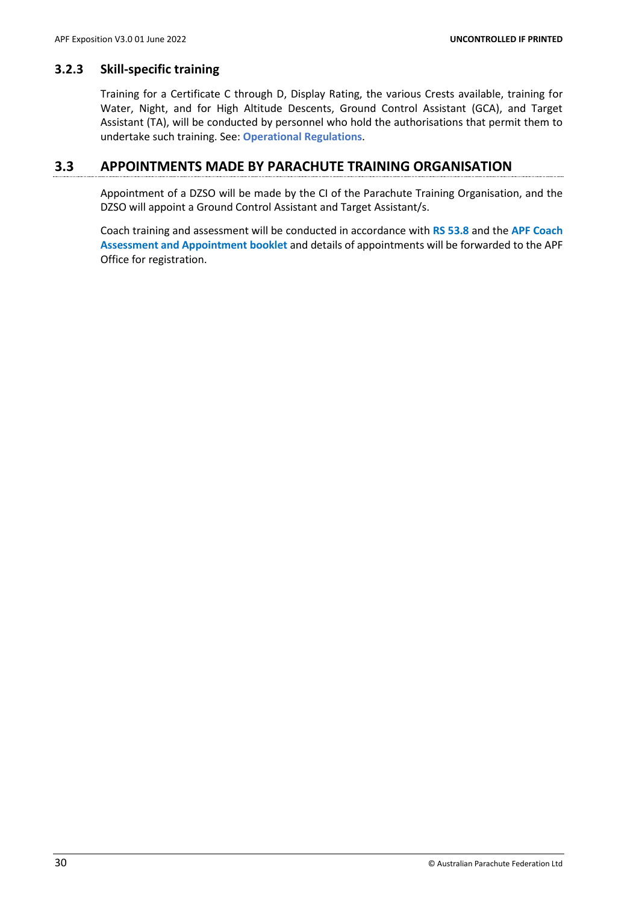### 3.2.3 Skill-specific training

Training for a Certificate C through D, Display Rating, the various Crests available, training for Water, Night, and for High Altitude Descents, Ground Control Assistant (GCA), and Target Assistant (TA), will be conducted by personnel who hold the authorisations that permit them to undertake such training. See: **Operational Regulations**.

## 3.3 APPOINTMENTS MADE BY PARACHUTE TRAINING ORGANISATION

Appointment of a DZSO will be made by the CI of the Parachute Training Organisation, and the DZSO will appoint a Ground Control Assistant and Target Assistant/s.

Coach training and assessment will be conducted in accordance with **RS 53.8** and the **APF Coach Assessment and Appointment booklet** and details of appointments will be forwarded to the APF Office for registration.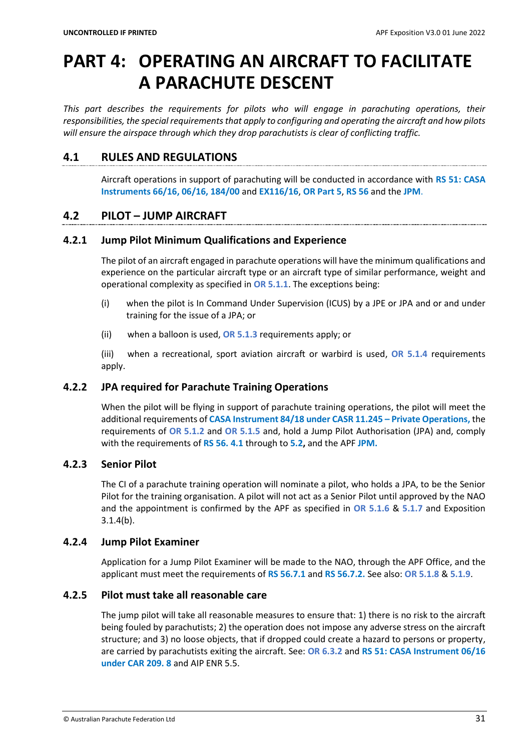# PART 4: OPERATING AN AIRCRAFT TO FACILITATE A PARACHUTE DESCENT

*This part describes the requirements for pilots who will engage in parachuting operations, their responsibilities, the special requirements that apply to configuring and operating the aircraft and how pilots will ensure the airspace through which they drop parachutists is clear of conflicting traffic.*

## 4.1 RULES AND REGULATIONS

Aircraft operations in support of parachuting will be conducted in accordance with **RS 51: CASA Instruments 66/16, 06/16, 184/00** and **EX116/16**, **OR Part 5**, **RS 56** and the **JPM**.

## 4.2 PILOT – JUMP AIRCRAFT

### 4.2.1 Jump Pilot Minimum Qualifications and Experience

The pilot of an aircraft engaged in parachute operations will have the minimum qualifications and experience on the particular aircraft type or an aircraft type of similar performance, weight and operational complexity as specified in **OR 5.1.1**. The exceptions being:

(i) when the pilot is In Command Under Supervision (ICUS) by a JPE or JPA and or and under training for the issue of a JPA; or

(ii) when a balloon is used, **OR 5.1.3** requirements apply; or

(iii) when a recreational, sport aviation aircraft or warbird is used, **OR 5.1.4** requirements apply.

### 4.2.2 JPA required for Parachute Training Operations

When the pilot will be flying in support of parachute training operations, the pilot will meet the additional requirements of **CASA Instrument 84/18 under CASR 11.245 – Private Operations,** the requirements of **OR 5.1.2** and **OR 5.1.5** and, hold a Jump Pilot Authorisation (JPA) and, comply with the requirements of **RS 56. 4.1** through to **5.2,** and the APF **JPM.**

### 4.2.3 Senior Pilot

The CI of a parachute training operation will nominate a pilot, who holds a JPA, to be the Senior Pilot for the training organisation. A pilot will not act as a Senior Pilot until approved by the NAO and the appointment is confirmed by the APF as specified in **OR 5.1.6** & **5.1.7** and Exposition 3.1.4(b).

### 4.2.4 Jump Pilot Examiner

Application for a Jump Pilot Examiner will be made to the NAO, through the APF Office, and the applicant must meet the requirements of **RS 56.7.1** and **RS 56.7.2.** See also: **OR 5.1.8** & **5.1.9**.

### 4.2.5 Pilot must take all reasonable care

The jump pilot will take all reasonable measures to ensure that: 1) there is no risk to the aircraft being fouled by parachutists; 2) the operation does not impose any adverse stress on the aircraft structure; and 3) no loose objects, that if dropped could create a hazard to persons or property, are carried by parachutists exiting the aircraft. See: **OR 6.3.2** and **RS 51: CASA Instrument 06/16 under CAR 209. 8** and AIP ENR 5.5.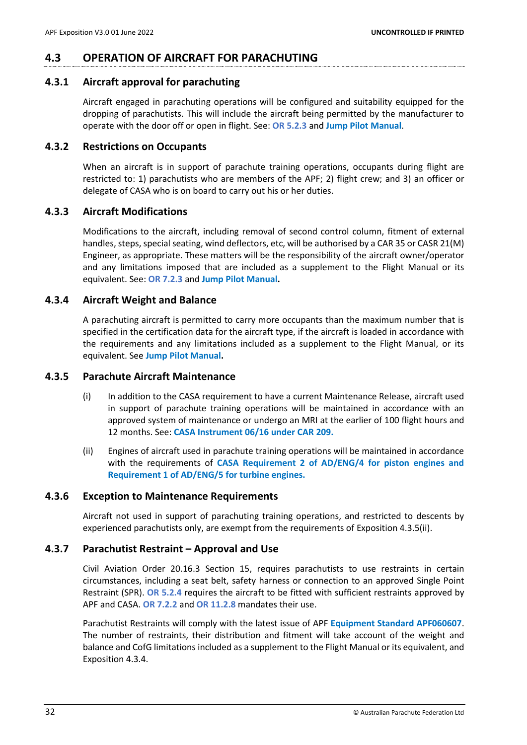## 4.3 OPERATION OF AIRCRAFT FOR PARACHUTING

### 4.3.1 Aircraft approval for parachuting

Aircraft engaged in parachuting operations will be configured and suitability equipped for the dropping of parachutists. This will include the aircraft being permitted by the manufacturer to operate with the door off or open in flight. See: **OR 5.2.3** and **Jump Pilot Manual**.

### 4.3.2 Restrictions on Occupants

When an aircraft is in support of parachute training operations, occupants during flight are restricted to: 1) parachutists who are members of the APF; 2) flight crew; and 3) an officer or delegate of CASA who is on board to carry out his or her duties.

### 4.3.3 Aircraft Modifications

Modifications to the aircraft, including removal of second control column, fitment of external handles, steps, special seating, wind deflectors, etc, will be authorised by a CAR 35 or CASR 21(M) Engineer, as appropriate. These matters will be the responsibility of the aircraft owner/operator and any limitations imposed that are included as a supplement to the Flight Manual or its equivalent. See: **OR 7.2.3** and **Jump Pilot Manual.**

### 4.3.4 Aircraft Weight and Balance

A parachuting aircraft is permitted to carry more occupants than the maximum number that is specified in the certification data for the aircraft type, if the aircraft is loaded in accordance with the requirements and any limitations included as a supplement to the Flight Manual, or its equivalent. See **Jump Pilot Manual.**

### 4.3.5 Parachute Aircraft Maintenance

(i) In addition to the CASA requirement to have a current Maintenance Release, aircraft used in support of parachute training operations will be maintained in accordance with an approved system of maintenance or undergo an MRI at the earlier of 100 flight hours and 12 months. See: **CASA Instrument 06/16 under CAR 209.**

(ii) Engines of aircraft used in parachute training operations will be maintained in accordance with the requirements of **CASA Requirement 2 of AD/ENG/4 for piston engines and Requirement 1 of AD/ENG/5 for turbine engines.**

### 4.3.6 Exception to Maintenance Requirements

Aircraft not used in support of parachuting training operations, and restricted to descents by experienced parachutists only, are exempt from the requirements of Exposition 4.3.5(ii).

### 4.3.7 Parachutist Restraint – Approval and Use

Civil Aviation Order 20.16.3 Section 15, requires parachutists to use restraints in certain circumstances, including a seat belt, safety harness or connection to an approved Single Point Restraint (SPR). **OR 5.2.4** requires the aircraft to be fitted with sufficient restraints approved by APF and CASA. **OR 7.2.2** and **OR 11.2.8** mandates their use.

Parachutist Restraints will comply with the latest issue of APF **Equipment Standard APF060607**. The number of restraints, their distribution and fitment will take account of the weight and balance and CofG limitations included as a supplement to the Flight Manual or its equivalent, and Exposition 4.3.4.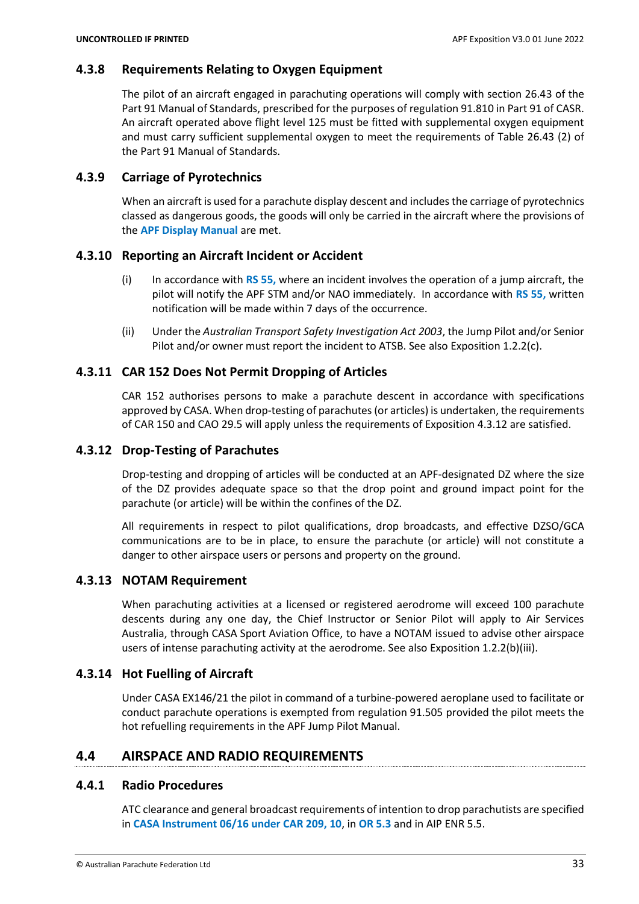### 4.3.8 Requirements Relating to Oxygen Equipment

The pilot of an aircraft engaged in parachuting operations will comply with section 26.43 of the Part 91 Manual of Standards, prescribed for the purposes of regulation 91.810 in Part 91 of CASR. An aircraft operated above flight level 125 must be fitted with supplemental oxygen equipment and must carry sufficient supplemental oxygen to meet the requirements of Table 26.43 (2) of the Part 91 Manual of Standards.

### 4.3.9 Carriage of Pyrotechnics

When an aircraft is used for a parachute display descent and includes the carriage of pyrotechnics classed as dangerous goods, the goods will only be carried in the aircraft where the provisions of the **APF Display Manual** are met.

### 4.3.10 Reporting an Aircraft Incident or Accident

(i) In accordance with **RS 55,** where an incident involves the operation of a jump aircraft, the pilot will notify the APF STM and/or NAO immediately. In accordance with **RS 55,** written notification will be made within 7 days of the occurrence.

(ii) Under the *Australian Transport Safety Investigation Act 2003*, the Jump Pilot and/or Senior Pilot and/or owner must report the incident to ATSB. See also Exposition 1.2.2(c).

### 4.3.11 CAR 152 Does Not Permit Dropping of Articles

CAR 152 authorises persons to make a parachute descent in accordance with specifications approved by CASA. When drop-testing of parachutes (or articles) is undertaken, the requirements of CAR 150 and CAO 29.5 will apply unless the requirements of Exposition 4.3.12 are satisfied.

### 4.3.12 Drop-Testing of Parachutes

Drop-testing and dropping of articles will be conducted at an APF-designated DZ where the size of the DZ provides adequate space so that the drop point and ground impact point for the parachute (or article) will be within the confines of the DZ.

All requirements in respect to pilot qualifications, drop broadcasts, and effective DZSO/GCA communications are to be in place, to ensure the parachute (or article) will not constitute a danger to other airspace users or persons and property on the ground.

### 4.3.13 NOTAM Requirement

When parachuting activities at a licensed or registered aerodrome will exceed 100 parachute descents during any one day, the Chief Instructor or Senior Pilot will apply to Air Services Australia, through CASA Sport Aviation Office, to have a NOTAM issued to advise other airspace users of intense parachuting activity at the aerodrome. See also Exposition 1.2.2(b)(iii).

### 4.3.14 Hot Fuelling of Aircraft

Under CASA EX146/21 the pilot in command of a turbine-powered aeroplane used to facilitate or conduct parachute operations is exempted from regulation 91.505 provided the pilot meets the hot refuelling requirements in the APF Jump Pilot Manual.

## 4.4 AIRSPACE AND RADIO REQUIREMENTS

### 4.4.1 Radio Procedures

ATC clearance and general broadcast requirements of intention to drop parachutists are specified in **CASA Instrument 06/16 under CAR 209, 10**, in **OR 5.3** and in AIP ENR 5.5.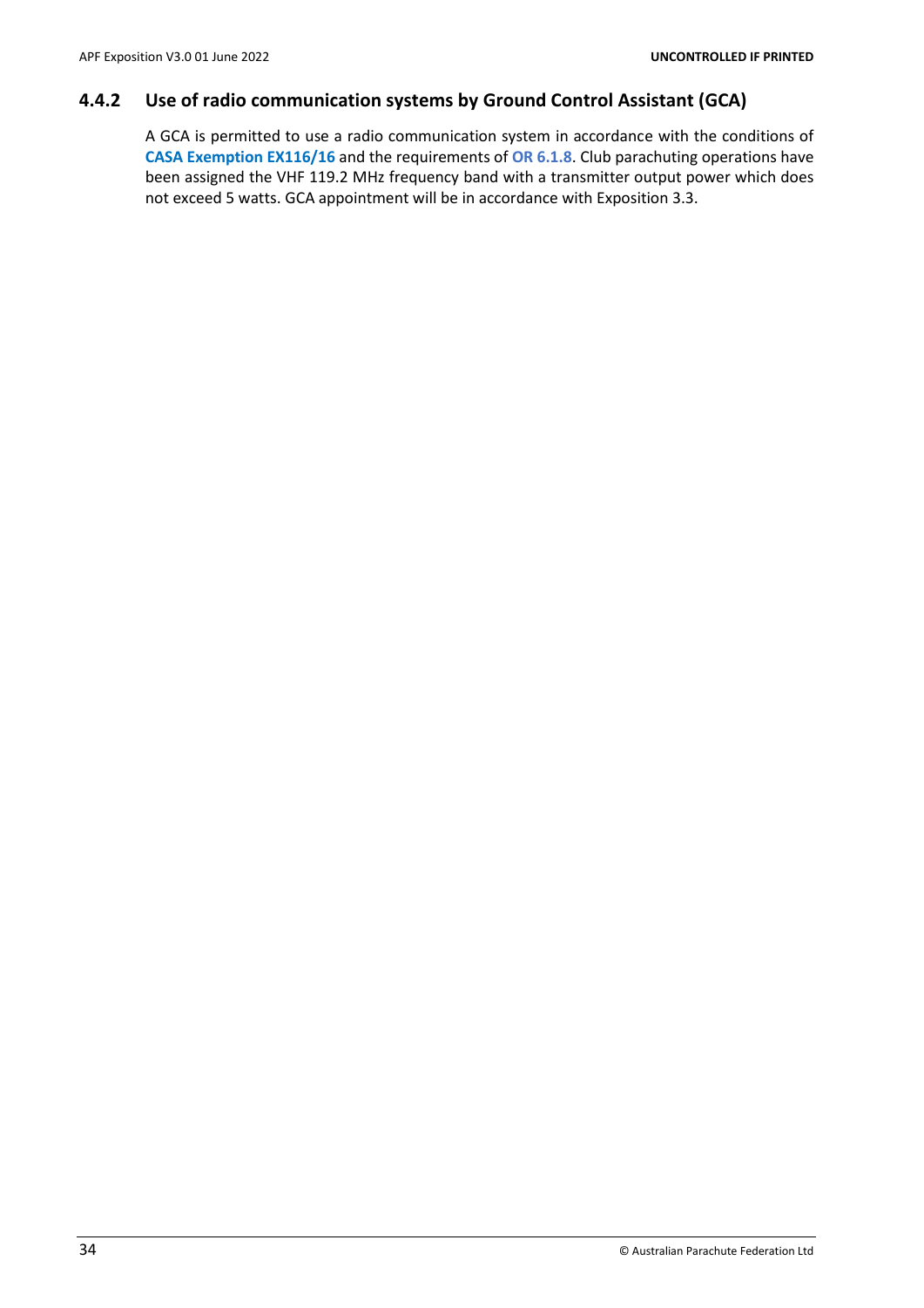### 4.4.2 Use of radio communication systems by Ground Control Assistant (GCA)

A GCA is permitted to use a radio communication system in accordance with the conditions of **CASA Exemption EX116/16** and the requirements of **OR 6.1.8**. Club parachuting operations have been assigned the VHF 119.2 MHz frequency band with a transmitter output power which does not exceed 5 watts. GCA appointment will be in accordance with Exposition 3.3.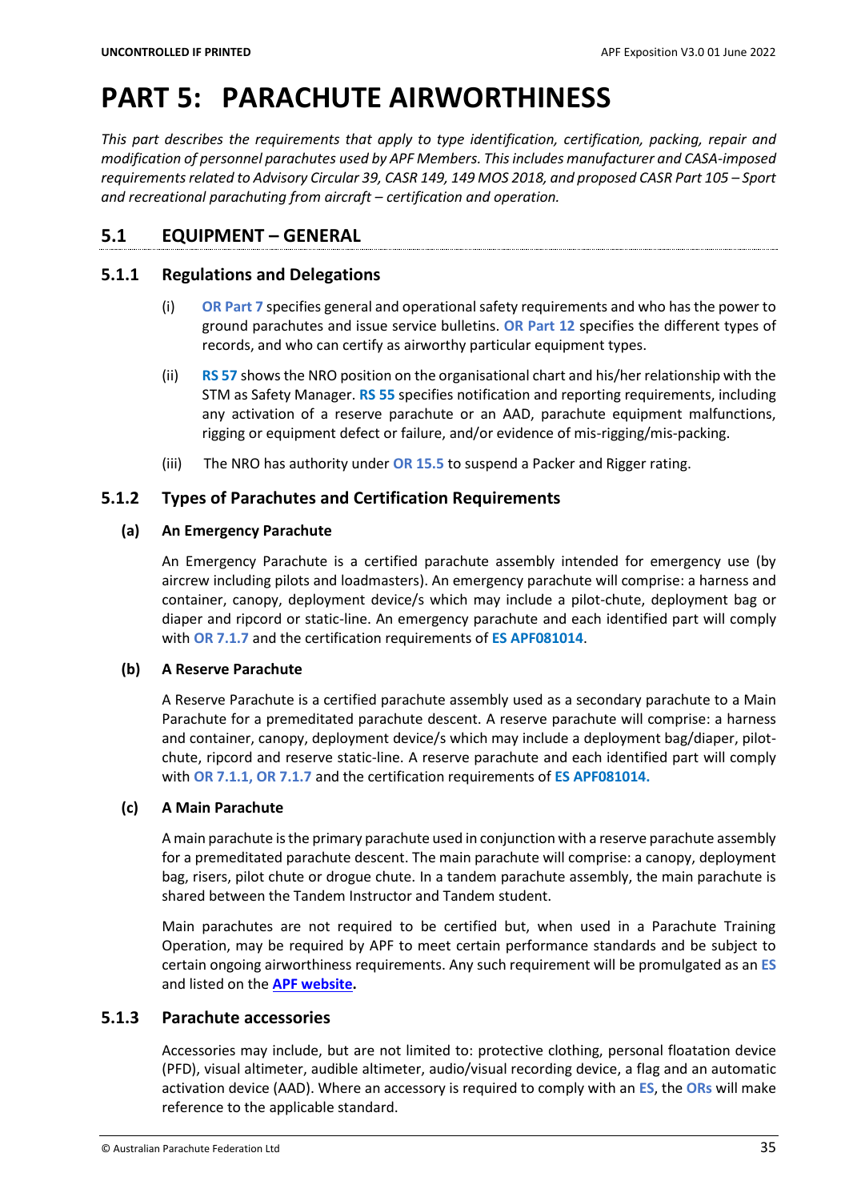# PART 5: PARACHUTE AIRWORTHINESS

*This part describes the requirements that apply to type identification, certification, packing, repair and modification of personnel parachutes used by APF Members. This includes manufacturer and CASA-imposed requirements related to Advisory Circular 39, CASR 149, 149 MOS 2018, and proposed CASR Part 105 – Sport and recreational parachuting from aircraft – certification and operation.*

## 5.1 EQUIPMENT – GENERAL

### 5.1.1 Regulations and Delegations

(i) **OR Part 7** specifies general and operational safety requirements and who has the power to ground parachutes and issue service bulletins. **OR Part 12** specifies the different types of records, and who can certify as airworthy particular equipment types.

(ii) **RS 57** shows the NRO position on the organisational chart and his/her relationship with the STM as Safety Manager. **RS 55** specifies notification and reporting requirements, including any activation of a reserve parachute or an AAD, parachute equipment malfunctions, rigging or equipment defect or failure, and/or evidence of mis-rigging/mis-packing.

(iii) The NRO has authority under **OR 15.5** to suspend a Packer and Rigger rating.

### 5.1.2 Types of Parachutes and Certification Requirements

#### (a) An Emergency Parachute

An Emergency Parachute is a certified parachute assembly intended for emergency use (by aircrew including pilots and loadmasters). An emergency parachute will comprise: a harness and container, canopy, deployment device/s which may include a pilot-chute, deployment bag or diaper and ripcord or static-line. An emergency parachute and each identified part will comply with **OR 7.1.7** and the certification requirements of **ES APF081014**.

#### (b) A Reserve Parachute

A Reserve Parachute is a certified parachute assembly used as a secondary parachute to a Main Parachute for a premeditated parachute descent. A reserve parachute will comprise: a harness and container, canopy, deployment device/s which may include a deployment bag/diaper, pilot-chute, ripcord and reserve static-line. A reserve parachute and each identified part will comply with **OR 7.1.1, OR 7.1.7** and the certification requirements of **ES APF081014.**

#### (c) A Main Parachute

A main parachute is the primary parachute used in conjunction with a reserve parachute assembly for a premeditated parachute descent. The main parachute will comprise: a canopy, deployment bag, risers, pilot chute or drogue chute. In a tandem parachute assembly, the main parachute is shared between the Tandem Instructor and Tandem student.

Main parachutes are not required to be certified but, when used in a Parachute Training Operation, may be required by APF to meet certain performance standards and be subject to certain ongoing airworthiness requirements. Any such requirement will be promulgated as an **ES** and listed on the **APF website.**

### 5.1.3 Parachute accessories

Accessories may include, but are not limited to: protective clothing, personal floatation device (PFD), visual altimeter, audible altimeter, audio/visual recording device, a flag and an automatic activation device (AAD). Where an accessory is required to comply with an **ES**, the **ORs** will make reference to the applicable standard.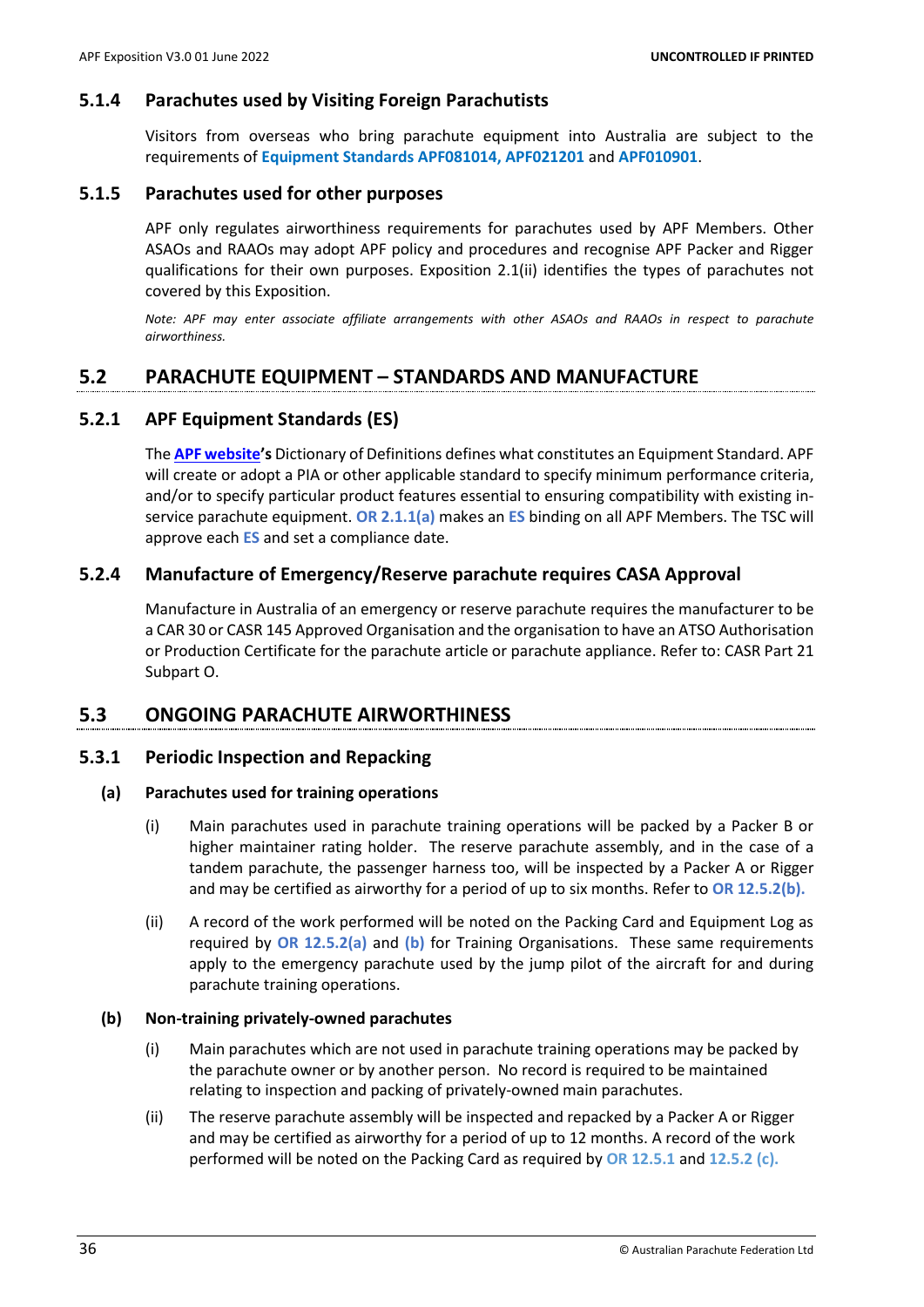### 5.1.4 Parachutes used by Visiting Foreign Parachutists

Visitors from overseas who bring parachute equipment into Australia are subject to the requirements of **Equipment Standards APF081014, APF021201** and **APF010901**.

### 5.1.5 Parachutes used for other purposes

APF only regulates airworthiness requirements for parachutes used by APF Members. Other ASAOs and RAAOs may adopt APF policy and procedures and recognise APF Packer and Rigger qualifications for their own purposes. Exposition 2.1(ii) identifies the types of parachutes not covered by this Exposition.

*Note: APF may enter associate affiliate arrangements with other ASAOs and RAAOs in respect to parachute airworthiness.*

## 5.2 PARACHUTE EQUIPMENT – STANDARDS AND MANUFACTURE

### 5.2.1 APF Equipment Standards (ES)

The **APF website's** Dictionary of Definitions defines what constitutes an Equipment Standard. APF will create or adopt a PIA or other applicable standard to specify minimum performance criteria, and/or to specify particular product features essential to ensuring compatibility with existing in-service parachute equipment. **OR 2.1.1(a)** makes an **ES** binding on all APF Members. The TSC will approve each **ES** and set a compliance date.

### 5.2.4 Manufacture of Emergency/Reserve parachute requires CASA Approval

Manufacture in Australia of an emergency or reserve parachute requires the manufacturer to be a CAR 30 or CASR 145 Approved Organisation and the organisation to have an ATSO Authorisation or Production Certificate for the parachute article or parachute appliance. Refer to: CASR Part 21 Subpart O.

## 5.3 ONGOING PARACHUTE AIRWORTHINESS

### 5.3.1 Periodic Inspection and Repacking

**(a) Parachutes used for training operations**

(i) Main parachutes used in parachute training operations will be packed by a Packer B or higher maintainer rating holder. The reserve parachute assembly, and in the case of a tandem parachute, the passenger harness too, will be inspected by a Packer A or Rigger and may be certified as airworthy for a period of up to six months. Refer to **OR 12.5.2(b).**

(ii) A record of the work performed will be noted on the Packing Card and Equipment Log as required by **OR 12.5.2(a)** and **(b)** for Training Organisations. These same requirements apply to the emergency parachute used by the jump pilot of the aircraft for and during parachute training operations.

**(b) Non-training privately-owned parachutes**

(i) Main parachutes which are not used in parachute training operations may be packed by the parachute owner or by another person. No record is required to be maintained relating to inspection and packing of privately-owned main parachutes.

(ii) The reserve parachute assembly will be inspected and repacked by a Packer A or Rigger and may be certified as airworthy for a period of up to 12 months. A record of the work performed will be noted on the Packing Card as required by **OR 12.5.1** and **12.5.2 (c).**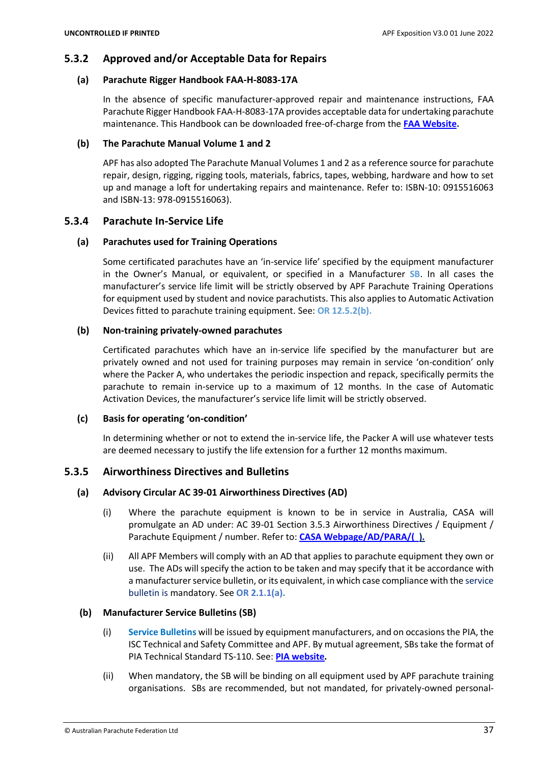### 5.3.2 Approved and/or Acceptable Data for Repairs

#### (a) Parachute Rigger Handbook FAA-H-8083-17A

In the absence of specific manufacturer-approved repair and maintenance instructions, FAA Parachute Rigger Handbook FAA-H-8083-17A provides acceptable data for undertaking parachute maintenance. This Handbook can be downloaded free-of-charge from the **FAA Website.**

#### (b) The Parachute Manual Volume 1 and 2

APF has also adopted The Parachute Manual Volumes 1 and 2 as a reference source for parachute repair, design, rigging, rigging tools, materials, fabrics, tapes, webbing, hardware and how to set up and manage a loft for undertaking repairs and maintenance. Refer to: ISBN-10: 0915516063 and ISBN-13: 978-0915516063).

### 5.3.4 Parachute In-Service Life

#### (a) Parachutes used for Training Operations

Some certificated parachutes have an 'in-service life' specified by the equipment manufacturer in the Owner's Manual, or equivalent, or specified in a Manufacturer **SB**. In all cases the manufacturer's service life limit will be strictly observed by APF Parachute Training Operations for equipment used by student and novice parachutists. This also applies to Automatic Activation Devices fitted to parachute training equipment. See: **OR 12.5.2(b).**

#### (b) Non-training privately-owned parachutes

Certificated parachutes which have an in-service life specified by the manufacturer but are privately owned and not used for training purposes may remain in service 'on-condition' only where the Packer A, who undertakes the periodic inspection and repack, specifically permits the parachute to remain in-service up to a maximum of 12 months. In the case of Automatic Activation Devices, the manufacturer's service life limit will be strictly observed.

#### (c) Basis for operating 'on-condition'

In determining whether or not to extend the in-service life, the Packer A will use whatever tests are deemed necessary to justify the life extension for a further 12 months maximum.

### 5.3.5 Airworthiness Directives and Bulletins

#### (a) Advisory Circular AC 39-01 Airworthiness Directives (AD)

(i) Where the parachute equipment is known to be in service in Australia, CASA will promulgate an AD under: AC 39-01 Section 3.5.3 Airworthiness Directives / Equipment / Parachute Equipment / number. Refer to: **CASA Webpage/AD/PARA/( ).**

(ii) All APF Members will comply with an AD that applies to parachute equipment they own or use. The ADs will specify the action to be taken and may specify that it be accordance with a manufacturer service bulletin, or its equivalent, in which case compliance with the service bulletin is mandatory. See **OR 2.1.1(a).**

#### (b) Manufacturer Service Bulletins (SB)

(i) **Service Bulletins** will be issued by equipment manufacturers, and on occasions the PIA, the ISC Technical and Safety Committee and APF. By mutual agreement, SBs take the format of PIA Technical Standard TS-110. See: **PIA website.**

(ii) When mandatory, the SB will be binding on all equipment used by APF parachute training organisations. SBs are recommended, but not mandated, for privately-owned personal-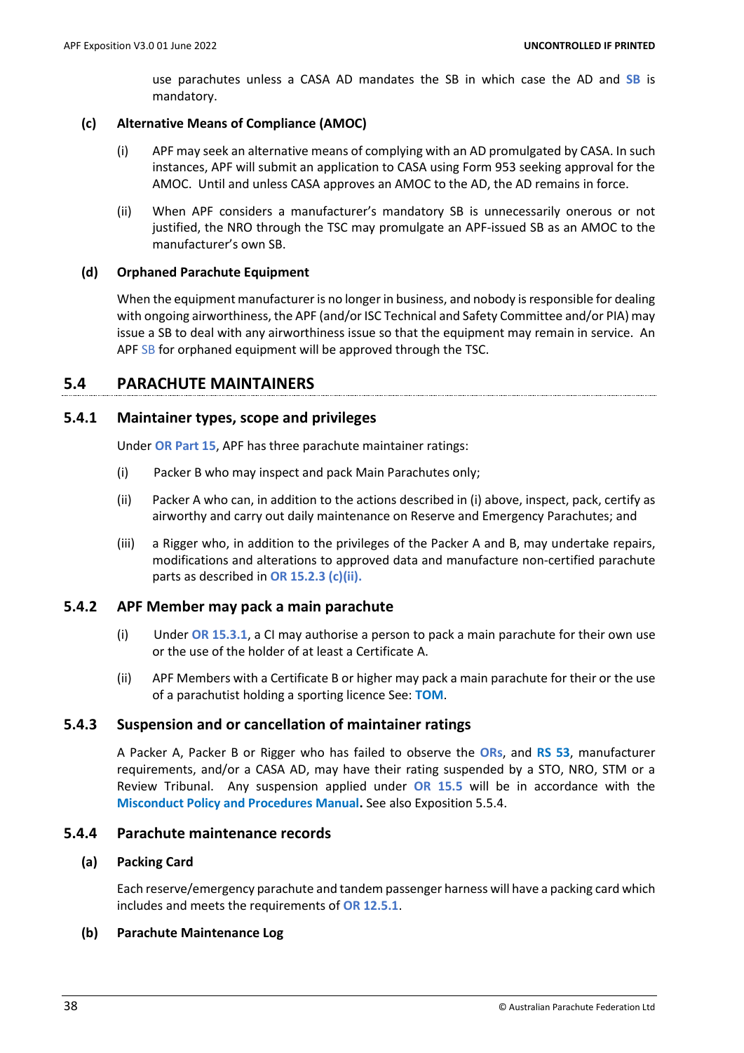use parachutes unless a CASA AD mandates the SB in which case the AD and **SB** is mandatory.

#### (c) Alternative Means of Compliance (AMOC)

(i) APF may seek an alternative means of complying with an AD promulgated by CASA. In such instances, APF will submit an application to CASA using Form 953 seeking approval for the AMOC. Until and unless CASA approves an AMOC to the AD, the AD remains in force.

(ii) When APF considers a manufacturer's mandatory SB is unnecessarily onerous or not justified, the NRO through the TSC may promulgate an APF-issued SB as an AMOC to the manufacturer's own SB.

#### (d) Orphaned Parachute Equipment

When the equipment manufacturer is no longer in business, and nobody is responsible for dealing with ongoing airworthiness, the APF (and/or ISC Technical and Safety Committee and/or PIA) may issue a SB to deal with any airworthiness issue so that the equipment may remain in service. An APF SB for orphaned equipment will be approved through the TSC.

## 5.4 PARACHUTE MAINTAINERS

### 5.4.1 Maintainer types, scope and privileges

Under **OR Part 15**, APF has three parachute maintainer ratings:

(i) Packer B who may inspect and pack Main Parachutes only;

(ii) Packer A who can, in addition to the actions described in (i) above, inspect, pack, certify as airworthy and carry out daily maintenance on Reserve and Emergency Parachutes; and

(iii) a Rigger who, in addition to the privileges of the Packer A and B, may undertake repairs, modifications and alterations to approved data and manufacture non-certified parachute parts as described in **OR 15.2.3 (c)(ii).**

### 5.4.2 APF Member may pack a main parachute

(i) Under **OR 15.3.1**, a CI may authorise a person to pack a main parachute for their own use or the use of the holder of at least a Certificate A.

(ii) APF Members with a Certificate B or higher may pack a main parachute for their or the use of a parachutist holding a sporting licence See: **TOM**.

### 5.4.3 Suspension and or cancellation of maintainer ratings

A Packer A, Packer B or Rigger who has failed to observe the **ORs**, and **RS 53**, manufacturer requirements, and/or a CASA AD, may have their rating suspended by a STO, NRO, STM or a Review Tribunal. Any suspension applied under **OR 15.5** will be in accordance with the **Misconduct Policy and Procedures Manual.** See also Exposition 5.5.4.

### 5.4.4 Parachute maintenance records

#### (a) Packing Card

Each reserve/emergency parachute and tandem passenger harness will have a packing card which includes and meets the requirements of **OR 12.5.1**.

#### (b) Parachute Maintenance Log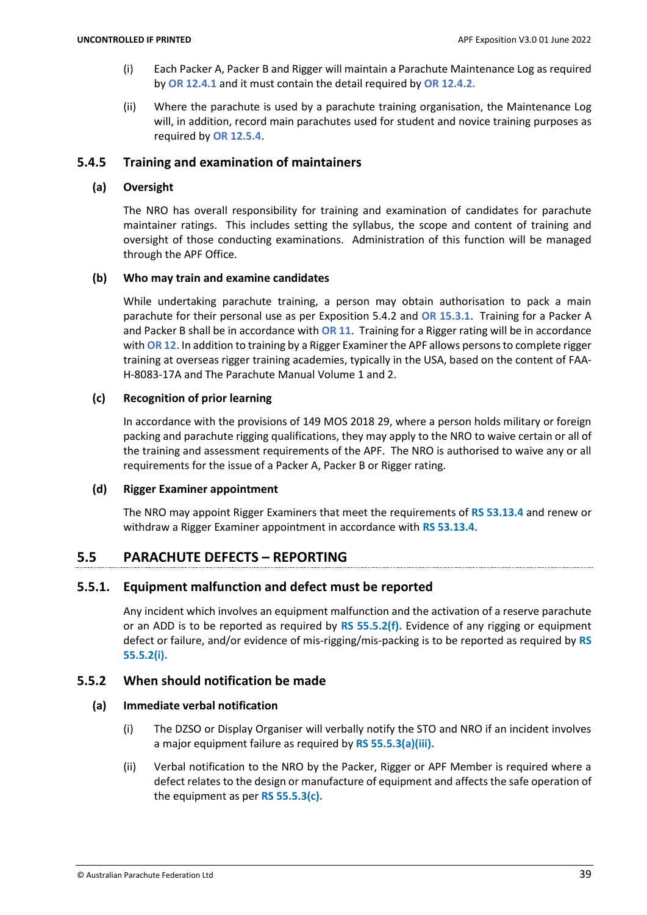(i) Each Packer A, Packer B and Rigger will maintain a Parachute Maintenance Log as required by **OR 12.4.1** and it must contain the detail required by **OR 12.4.2.**

(ii) Where the parachute is used by a parachute training organisation, the Maintenance Log will, in addition, record main parachutes used for student and novice training purposes as required by **OR 12.5.4**.

### 5.4.5 Training and examination of maintainers

#### (a) Oversight

The NRO has overall responsibility for training and examination of candidates for parachute maintainer ratings. This includes setting the syllabus, the scope and content of training and oversight of those conducting examinations. Administration of this function will be managed through the APF Office.

#### (b) Who may train and examine candidates

While undertaking parachute training, a person may obtain authorisation to pack a main parachute for their personal use as per Exposition 5.4.2 and **OR 15.3.1**. Training for a Packer A and Packer B shall be in accordance with **OR 11**. Training for a Rigger rating will be in accordance with **OR 12**. In addition to training by a Rigger Examiner the APF allows persons to complete rigger training at overseas rigger training academies, typically in the USA, based on the content of FAA-H-8083-17A and The Parachute Manual Volume 1 and 2.

#### (c) Recognition of prior learning

In accordance with the provisions of 149 MOS 2018 29, where a person holds military or foreign packing and parachute rigging qualifications, they may apply to the NRO to waive certain or all of the training and assessment requirements of the APF. The NRO is authorised to waive any or all requirements for the issue of a Packer A, Packer B or Rigger rating.

#### (d) Rigger Examiner appointment

The NRO may appoint Rigger Examiners that meet the requirements of **RS 53.13.4** and renew or withdraw a Rigger Examiner appointment in accordance with **RS 53.13.4**.

## 5.5 PARACHUTE DEFECTS – REPORTING

### 5.5.1. Equipment malfunction and defect must be reported

Any incident which involves an equipment malfunction and the activation of a reserve parachute or an ADD is to be reported as required by **RS 55.5.2(f).** Evidence of any rigging or equipment defect or failure, and/or evidence of mis-rigging/mis-packing is to be reported as required by **RS 55.5.2(i).**

### 5.5.2 When should notification be made

#### (a) Immediate verbal notification

(i) The DZSO or Display Organiser will verbally notify the STO and NRO if an incident involves a major equipment failure as required by **RS 55.5.3(a)(iii).**

(ii) Verbal notification to the NRO by the Packer, Rigger or APF Member is required where a defect relates to the design or manufacture of equipment and affects the safe operation of the equipment as per **RS 55.5.3(c).**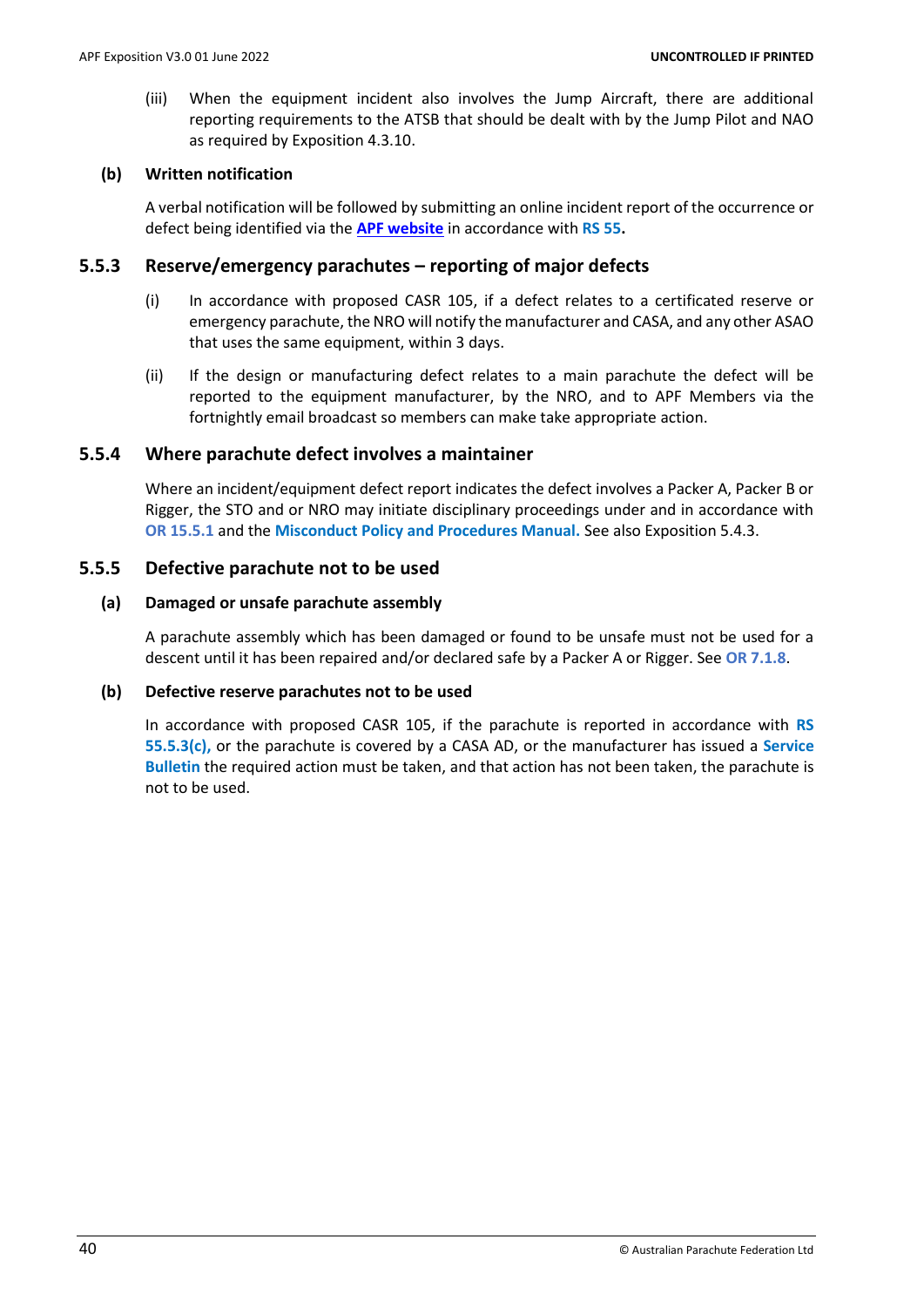(iii) When the equipment incident also involves the Jump Aircraft, there are additional reporting requirements to the ATSB that should be dealt with by the Jump Pilot and NAO as required by Exposition 4.3.10.

**(b) Written notification**

A verbal notification will be followed by submitting an online incident report of the occurrence or defect being identified via the **APF website** in accordance with **RS 55.**

### 5.5.3 Reserve/emergency parachutes – reporting of major defects

(i) In accordance with proposed CASR 105, if a defect relates to a certificated reserve or emergency parachute, the NRO will notify the manufacturer and CASA, and any other ASAO that uses the same equipment, within 3 days.

(ii) If the design or manufacturing defect relates to a main parachute the defect will be reported to the equipment manufacturer, by the NRO, and to APF Members via the fortnightly email broadcast so members can make take appropriate action.

### 5.5.4 Where parachute defect involves a maintainer

Where an incident/equipment defect report indicates the defect involves a Packer A, Packer B or Rigger, the STO and or NRO may initiate disciplinary proceedings under and in accordance with **OR 15.5.1** and the **Misconduct Policy and Procedures Manual.** See also Exposition 5.4.3.

### 5.5.5 Defective parachute not to be used

**(a) Damaged or unsafe parachute assembly**

A parachute assembly which has been damaged or found to be unsafe must not be used for a descent until it has been repaired and/or declared safe by a Packer A or Rigger. See **OR 7.1.8**.

**(b) Defective reserve parachutes not to be used**

In accordance with proposed CASR 105, if the parachute is reported in accordance with **RS 55.5.3(c),** or the parachute is covered by a CASA AD, or the manufacturer has issued a **Service Bulletin** the required action must be taken, and that action has not been taken, the parachute is not to be used.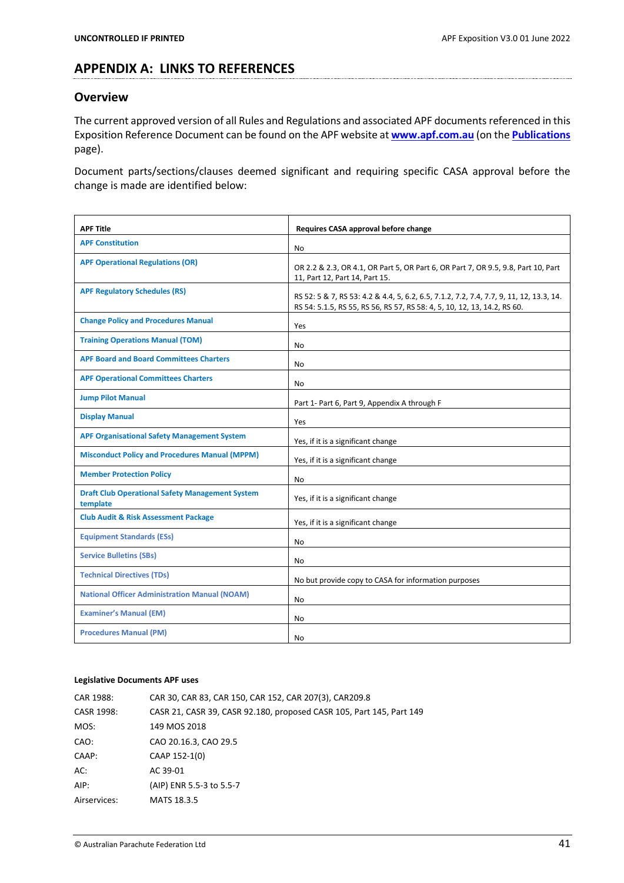# APPENDIX A: LINKS TO REFERENCES

## Overview

The current approved version of all Rules and Regulations and associated APF documents referenced in this Exposition Reference Document can be found on the APF website at **www.apf.com.au** (on the **Publications** page).

Document parts/sections/clauses deemed significant and requiring specific CASA approval before the change is made are identified below:

| APF Title | Requires CASA approval before change |
|---|---|
| APF Constitution | No |
| APF Operational Regulations (OR) | OR 2.2 & 2.3, OR 4.1, OR Part 5, OR Part 6, OR Part 7, OR 9.5, 9.8, Part 10, Part 11, Part 12, Part 14, Part 15. |
| APF Regulatory Schedules (RS) | RS 52: 5 & 7, RS 53: 4.2 & 4.4, 5, 6.2, 6.5, 7.1.2, 7.2, 7.4, 7.7, 9, 11, 12, 13.3, 14. RS 54: 5.1.5, RS 55, RS 56, RS 57, RS 58: 4, 5, 10, 12, 13, 14.2, RS 60. |
| Change Policy and Procedures Manual | Yes |
| Training Operations Manual (TOM) | No |
| APF Board and Board Committees Charters | No |
| APF Operational Committees Charters | No |
| Jump Pilot Manual | Part 1- Part 6, Part 9, Appendix A through F |
| Display Manual | Yes |
| APF Organisational Safety Management System | Yes, if it is a significant change |
| Misconduct Policy and Procedures Manual (MPPM) | Yes, if it is a significant change |
| Member Protection Policy | No |
| Draft Club Operational Safety Management System template | Yes, if it is a significant change |
| Club Audit & Risk Assessment Package | Yes, if it is a significant change |
| Equipment Standards (ESs) | No |
| Service Bulletins (SBs) | No |
| Technical Directives (TDs) | No but provide copy to CASA for information purposes |
| National Officer Administration Manual (NOAM) | No |
| Examiner's Manual (EM) | No |
| Procedures Manual (PM) | No |

**Legislative Documents APF uses**

| | |
|---|---|
| CAR 1988: | CAR 30, CAR 83, CAR 150, CAR 152, CAR 207(3), CAR209.8 |
| CASR 1998: | CASR 21, CASR 39, CASR 92.180, proposed CASR 105, Part 145, Part 149 |
| MOS: | 149 MOS 2018 |
| CAO: | CAO 20.16.3, CAO 29.5 |
| CAAP: | CAAP 152-1(0) |
| AC: | AC 39-01 |
| AIP: | (AIP) ENR 5.5-3 to 5.5-7 |
| Airservices: | MATS 18.3.5 |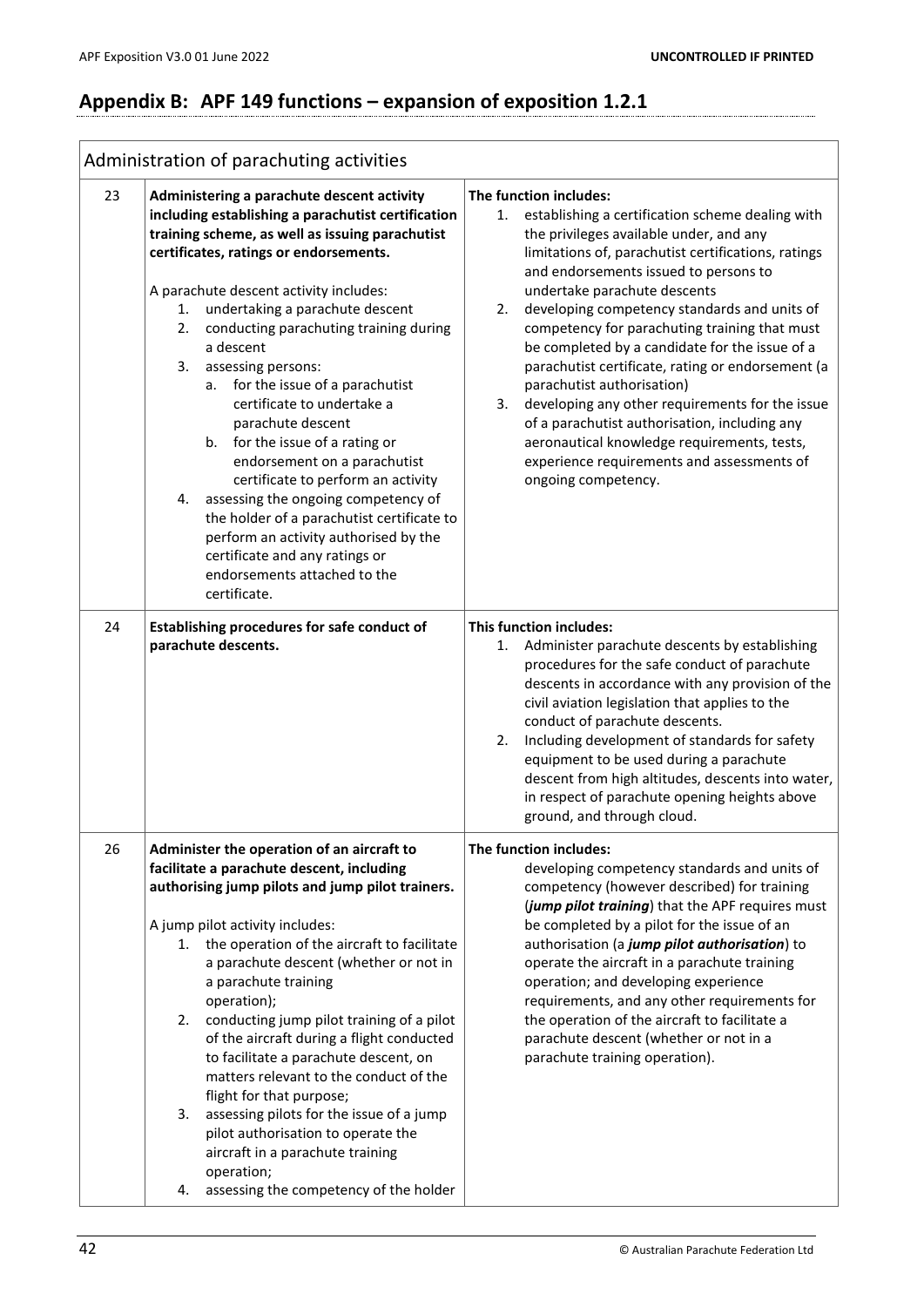## Appendix B: APF 149 functions – expansion of exposition 1.2.1

| Administration of parachuting activities | | |
|---|---|---|
| 23 | **Administering a parachute descent activity including establishing a parachutist certification training scheme, as well as issuing parachutist certificates, ratings or endorsements.**<br><br>A parachute descent activity includes:<br>1. undertaking a parachute descent<br>2. conducting parachuting training during a descent<br>3. assessing persons:<br>a. for the issue of a parachutist certificate to undertake a parachute descent<br>b. for the issue of a rating or endorsement on a parachutist certificate to perform an activity<br>4. assessing the ongoing competency of the holder of a parachutist certificate to perform an activity authorised by the certificate and any ratings or endorsements attached to the certificate. | **The function includes:**<br>1. establishing a certification scheme dealing with the privileges available under, and any limitations of, parachutist certifications, ratings and endorsements issued to persons to undertake parachute descents<br>2. developing competency standards and units of competency for parachuting training that must be completed by a candidate for the issue of a parachutist certificate, rating or endorsement (a parachutist authorisation)<br>3. developing any other requirements for the issue of a parachutist authorisation, including any aeronautical knowledge requirements, tests, experience requirements and assessments of ongoing competency. |
| 24 | **Establishing procedures for safe conduct of parachute descents.** | **This function includes:**<br>1. Administer parachute descents by establishing procedures for the safe conduct of parachute descents in accordance with any provision of the civil aviation legislation that applies to the conduct of parachute descents.<br>2. Including development of standards for safety equipment to be used during a parachute descent from high altitudes, descents into water, in respect of parachute opening heights above ground, and through cloud. |
| 26 | **Administer the operation of an aircraft to facilitate a parachute descent, including authorising jump pilots and jump pilot trainers.**<br><br>A jump pilot activity includes:<br>1. the operation of the aircraft to facilitate a parachute descent (whether or not in a parachute training operation);<br>2. conducting jump pilot training of a pilot of the aircraft during a flight conducted to facilitate a parachute descent, on matters relevant to the conduct of the flight for that purpose;<br>3. assessing pilots for the issue of a jump pilot authorisation to operate the aircraft in a parachute training operation;<br>4. assessing the competency of the holder | **The function includes:**<br>developing competency standards and units of competency (however described) for training (***jump pilot training***) that the APF requires must be completed by a pilot for the issue of an authorisation (a ***jump pilot authorisation***) to operate the aircraft in a parachute training operation; and developing experience requirements, and any other requirements for the operation of the aircraft to facilitate a parachute descent (whether or not in a parachute training operation). |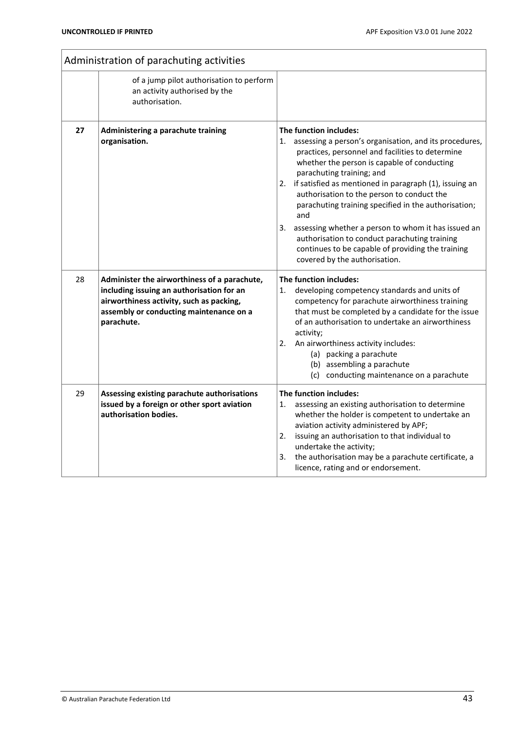| Administration of parachuting activities | | |
|---|---|---|
| | of a jump pilot authorisation to perform an activity authorised by the authorisation. | |
| **27** | **Administering a parachute training organisation.** | **The function includes:**<br>1. assessing a person's organisation, and its procedures, practices, personnel and facilities to determine whether the person is capable of conducting parachuting training; and<br>2. if satisfied as mentioned in paragraph (1), issuing an authorisation to the person to conduct the parachuting training specified in the authorisation; and<br>3. assessing whether a person to whom it has issued an authorisation to conduct parachuting training continues to be capable of providing the training covered by the authorisation. |
| 28 | **Administer the airworthiness of a parachute, including issuing an authorisation for an airworthiness activity, such as packing, assembly or conducting maintenance on a parachute.** | **The function includes:**<br>1. developing competency standards and units of competency for parachute airworthiness training that must be completed by a candidate for the issue of an authorisation to undertake an airworthiness activity;<br>2. An airworthiness activity includes:<br>(a) packing a parachute<br>(b) assembling a parachute<br>(c) conducting maintenance on a parachute |
| 29 | **Assessing existing parachute authorisations issued by a foreign or other sport aviation authorisation bodies.** | **The function includes:**<br>1. assessing an existing authorisation to determine whether the holder is competent to undertake an aviation activity administered by APF;<br>2. issuing an authorisation to that individual to undertake the activity;<br>3. the authorisation may be a parachute certificate, a licence, rating and or endorsement. |